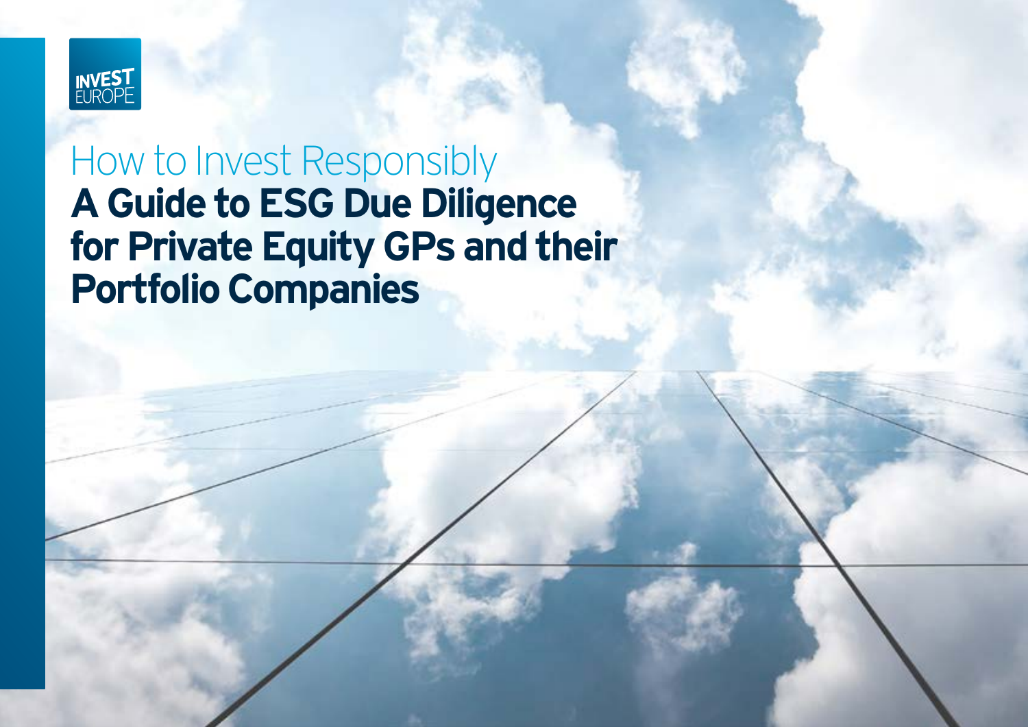INVEST EUROPE

How to Invest Responsibly

# A Guide to ESG Due Diligence for Private Equity GPs and their Portfolio Companies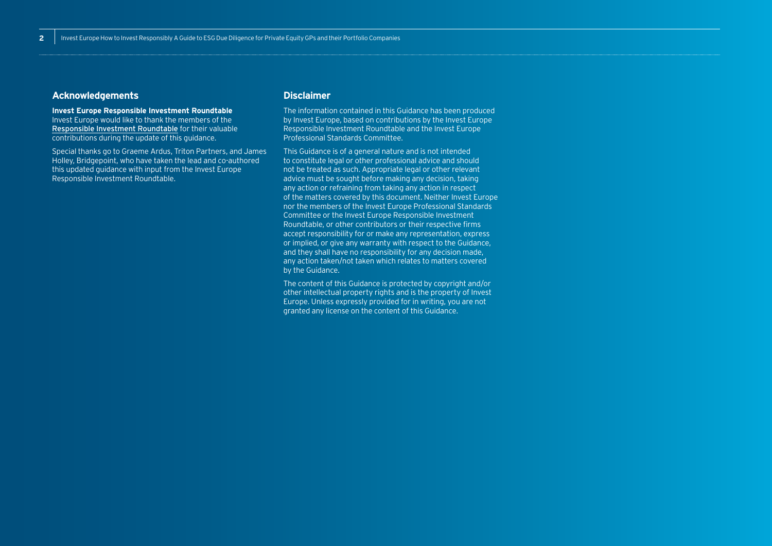## Acknowledgements

**Invest Europe Responsible Investment Roundtable**
Invest Europe would like to thank the members of the Responsible Investment Roundtable for their valuable contributions during the update of this guidance.

Special thanks go to Graeme Ardus, Triton Partners, and James Holley, Bridgepoint, who have taken the lead and co-authored this updated guidance with input from the Invest Europe Responsible Investment Roundtable.

## Disclaimer

The information contained in this Guidance has been produced by Invest Europe, based on contributions by the Invest Europe Responsible Investment Roundtable and the Invest Europe Professional Standards Committee.

This Guidance is of a general nature and is not intended to constitute legal or other professional advice and should not be treated as such. Appropriate legal or other relevant advice must be sought before making any decision, taking any action or refraining from taking any action in respect of the matters covered by this document. Neither Invest Europe nor the members of the Invest Europe Professional Standards Committee or the Invest Europe Responsible Investment Roundtable, or other contributors or their respective firms accept responsibility for or make any representation, express or implied, or give any warranty with respect to the Guidance, and they shall have no responsibility for any decision made, any action taken/not taken which relates to matters covered by the Guidance.

The content of this Guidance is protected by copyright and/or other intellectual property rights and is the property of Invest Europe. Unless expressly provided for in writing, you are not granted any license on the content of this Guidance.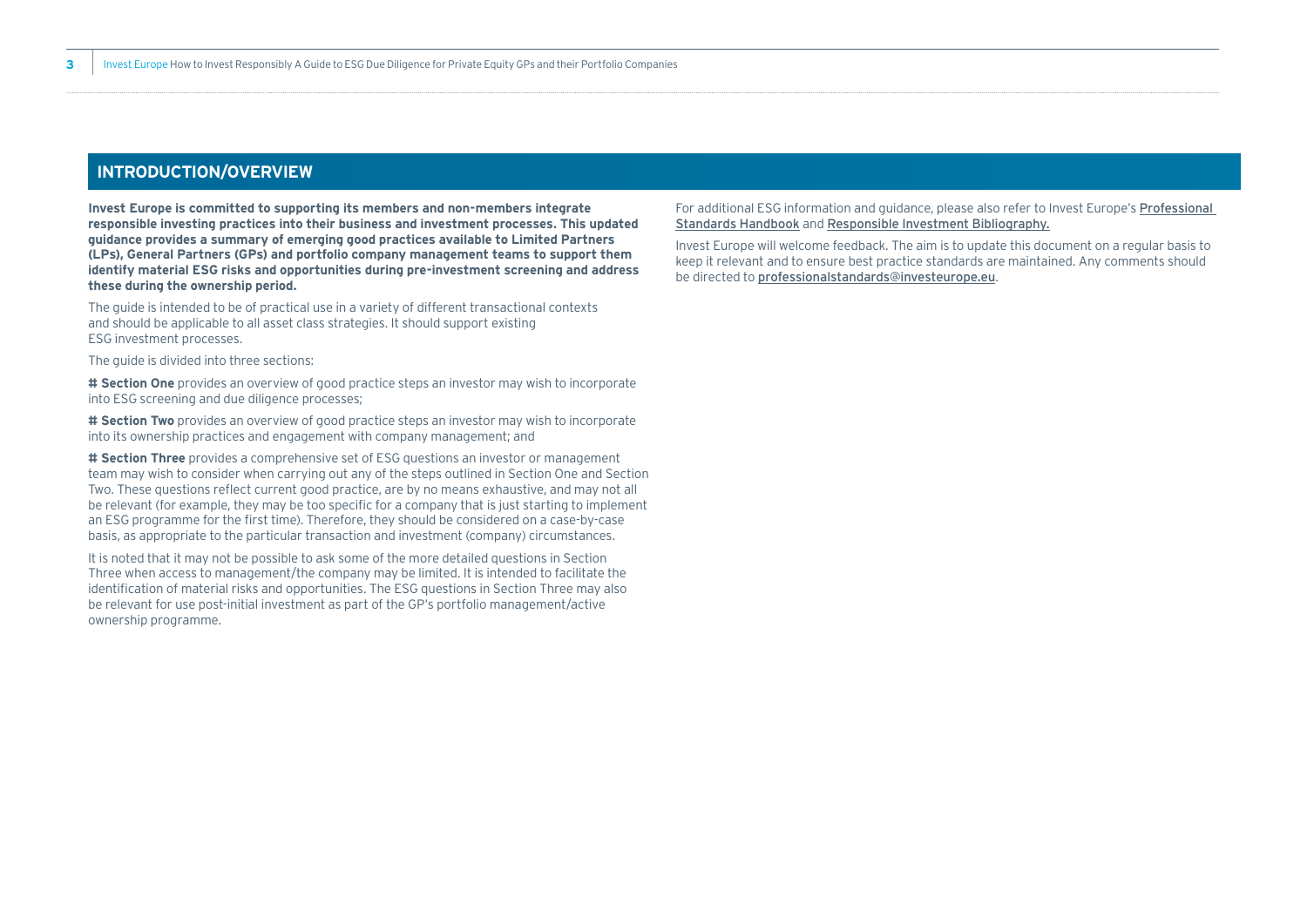## INTRODUCTION/OVERVIEW

**Invest Europe is committed to supporting its members and non-members integrate responsible investing practices into their business and investment processes. This updated guidance provides a summary of emerging good practices available to Limited Partners (LPs), General Partners (GPs) and portfolio company management teams to support them identify material ESG risks and opportunities during pre-investment screening and address these during the ownership period.**

The guide is intended to be of practical use in a variety of different transactional contexts and should be applicable to all asset class strategies. It should support existing ESG investment processes.

The guide is divided into three sections:

# **Section One** provides an overview of good practice steps an investor may wish to incorporate into ESG screening and due diligence processes;

# **Section Two** provides an overview of good practice steps an investor may wish to incorporate into its ownership practices and engagement with company management; and

# **Section Three** provides a comprehensive set of ESG questions an investor or management team may wish to consider when carrying out any of the steps outlined in Section One and Section Two. These questions reflect current good practice, are by no means exhaustive, and may not all be relevant (for example, they may be too specific for a company that is just starting to implement an ESG programme for the first time). Therefore, they should be considered on a case-by-case basis, as appropriate to the particular transaction and investment (company) circumstances.

It is noted that it may not be possible to ask some of the more detailed questions in Section Three when access to management/the company may be limited. It is intended to facilitate the identification of material risks and opportunities. The ESG questions in Section Three may also be relevant for use post-initial investment as part of the GP's portfolio management/active ownership programme.

For additional ESG information and guidance, please also refer to Invest Europe's Professional Standards Handbook and Responsible Investment Bibliography.

Invest Europe will welcome feedback. The aim is to update this document on a regular basis to keep it relevant and to ensure best practice standards are maintained. Any comments should be directed to professionalstandards@investeurope.eu.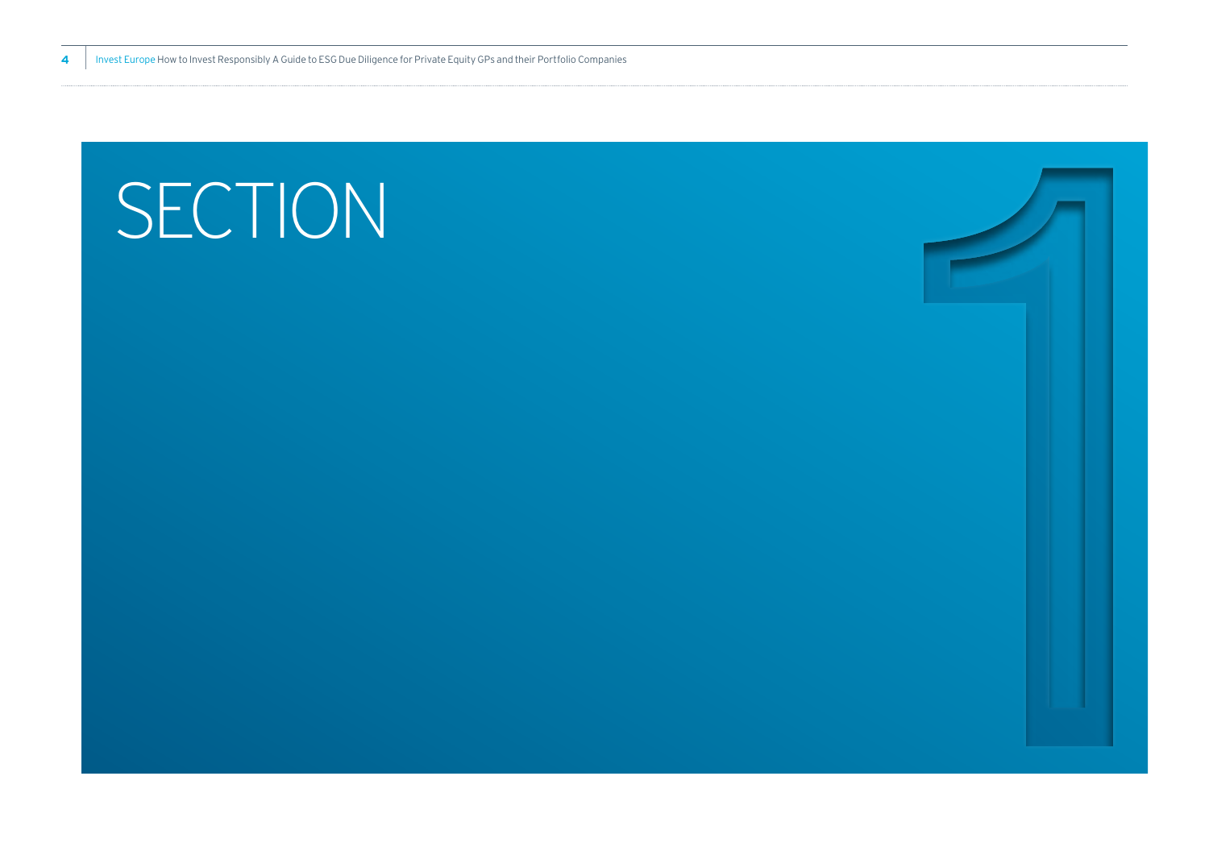# SECTION 1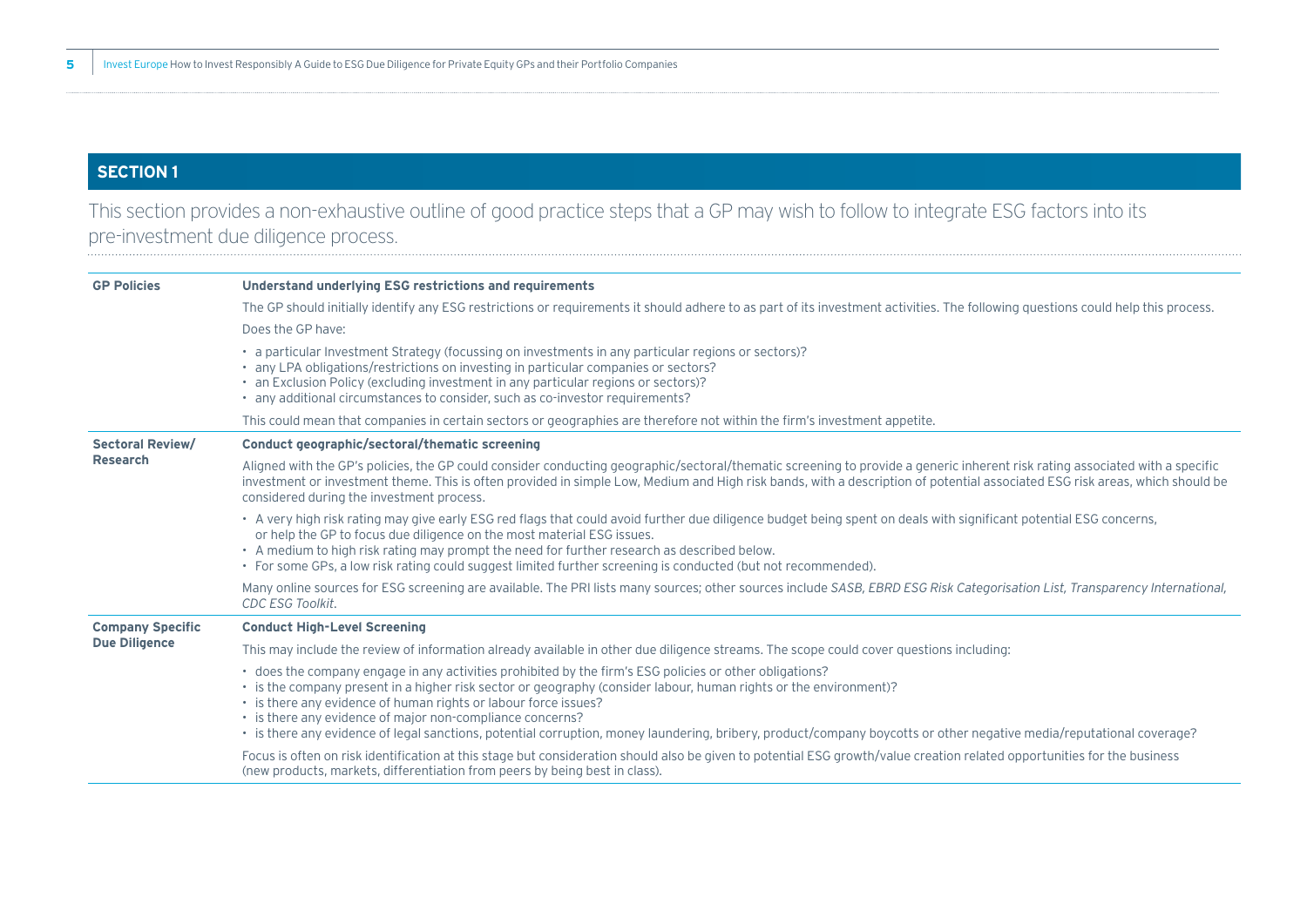## SECTION 1

This section provides a non-exhaustive outline of good practice steps that a GP may wish to follow to integrate ESG factors into its pre-investment due diligence process.

**GP Policies**

**Understand underlying ESG restrictions and requirements**

The GP should initially identify any ESG restrictions or requirements it should adhere to as part of its investment activities. The following questions could help this process.

Does the GP have:

- a particular Investment Strategy (focussing on investments in any particular regions or sectors)?
- any LPA obligations/restrictions on investing in particular companies or sectors?
- an Exclusion Policy (excluding investment in any particular regions or sectors)?
- any additional circumstances to consider, such as co-investor requirements?

This could mean that companies in certain sectors or geographies are therefore not within the firm's investment appetite.

**Sectoral Review/ Research**

**Conduct geographic/sectoral/thematic screening**

Aligned with the GP's policies, the GP could consider conducting geographic/sectoral/thematic screening to provide a generic inherent risk rating associated with a specific investment or investment theme. This is often provided in simple Low, Medium and High risk bands, with a description of potential associated ESG risk areas, which should be considered during the investment process.

- A very high risk rating may give early ESG red flags that could avoid further due diligence budget being spent on deals with significant potential ESG concerns, or help the GP to focus due diligence on the most material ESG issues.
- A medium to high risk rating may prompt the need for further research as described below.
- For some GPs, a low risk rating could suggest limited further screening is conducted (but not recommended).

Many online sources for ESG screening are available. The PRI lists many sources; other sources include *SASB, EBRD ESG Risk Categorisation List, Transparency International, CDC ESG Toolkit*.

**Company Specific Due Diligence**

**Conduct High-Level Screening**

This may include the review of information already available in other due diligence streams. The scope could cover questions including:

- does the company engage in any activities prohibited by the firm's ESG policies or other obligations?
- is the company present in a higher risk sector or geography (consider labour, human rights or the environment)?
- is there any evidence of human rights or labour force issues?
- is there any evidence of major non-compliance concerns?
- is there any evidence of legal sanctions, potential corruption, money laundering, bribery, product/company boycotts or other negative media/reputational coverage?

Focus is often on risk identification at this stage but consideration should also be given to potential ESG growth/value creation related opportunities for the business (new products, markets, differentiation from peers by being best in class).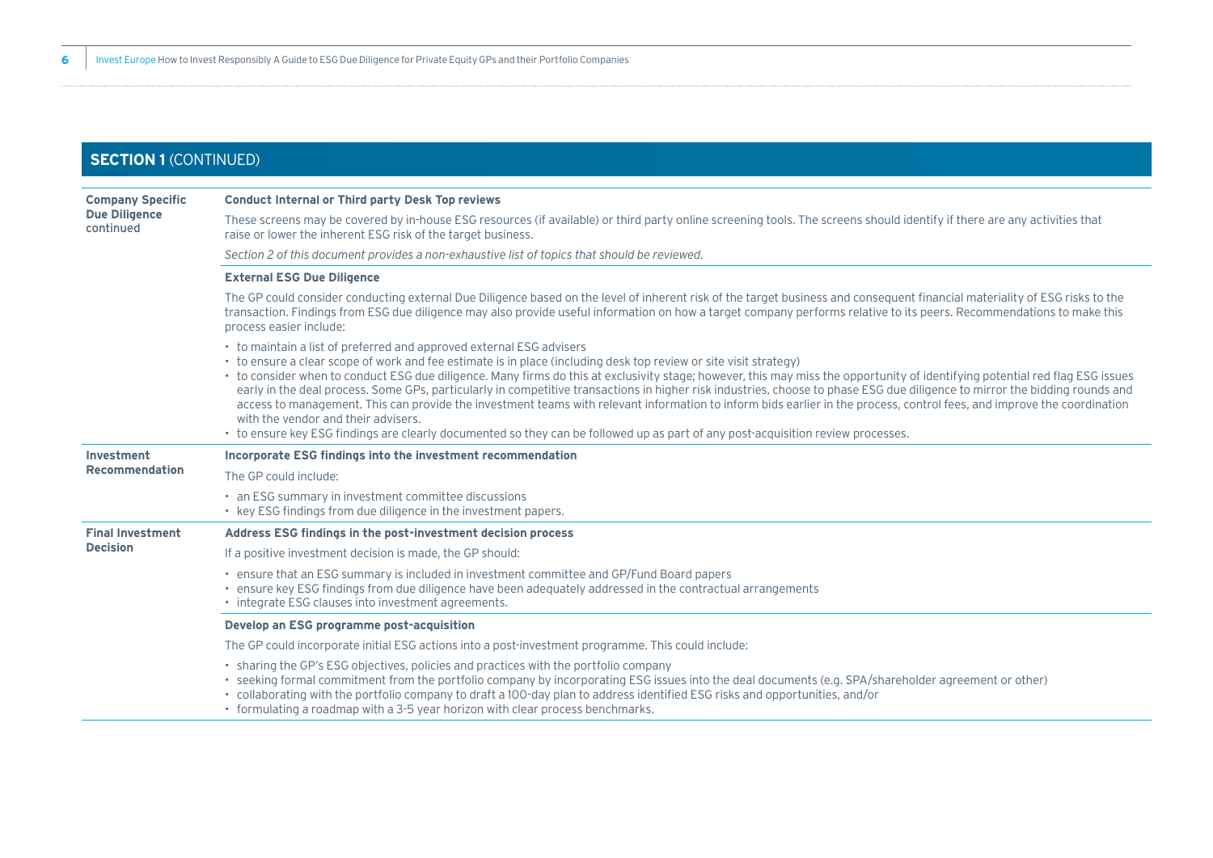## SECTION 1 (CONTINUED)

| | |
|---|---|
| **Company Specific Due Diligence** continued | **Conduct Internal or Third party Desk Top reviews**<br><br>These screens may be covered by in-house ESG resources (if available) or third party online screening tools. The screens should identify if there are any activities that raise or lower the inherent ESG risk of the target business.<br><br>*Section 2 of this document provides a non-exhaustive list of topics that should be reviewed.* |
| | **External ESG Due Diligence**<br><br>The GP could consider conducting external Due Diligence based on the level of inherent risk of the target business and consequent financial materiality of ESG risks to the transaction. Findings from ESG due diligence may also provide useful information on how a target company performs relative to its peers. Recommendations to make this process easier include:<br><br>• to maintain a list of preferred and approved external ESG advisers<br>• to ensure a clear scope of work and fee estimate is in place (including desk top review or site visit strategy)<br>• to consider when to conduct ESG due diligence. Many firms do this at exclusivity stage; however, this may miss the opportunity of identifying potential red flag ESG issues early in the deal process. Some GPs, particularly in competitive transactions in higher risk industries, choose to phase ESG due diligence to mirror the bidding rounds and access to management. This can provide the investment teams with relevant information to inform bids earlier in the process, control fees, and improve the coordination with the vendor and their advisers.<br>• to ensure key ESG findings are clearly documented so they can be followed up as part of any post-acquisition review processes. |
| **Investment Recommendation** | **Incorporate ESG findings into the investment recommendation**<br><br>The GP could include:<br><br>• an ESG summary in investment committee discussions<br>• key ESG findings from due diligence in the investment papers. |
| **Final Investment Decision** | **Address ESG findings in the post-investment decision process**<br><br>If a positive investment decision is made, the GP should:<br><br>• ensure that an ESG summary is included in investment committee and GP/Fund Board papers<br>• ensure key ESG findings from due diligence have been adequately addressed in the contractual arrangements<br>• integrate ESG clauses into investment agreements. |
| | **Develop an ESG programme post-acquisition**<br><br>The GP could incorporate initial ESG actions into a post-investment programme. This could include:<br><br>• sharing the GP's ESG objectives, policies and practices with the portfolio company<br>• seeking formal commitment from the portfolio company by incorporating ESG issues into the deal documents (e.g. SPA/shareholder agreement or other)<br>• collaborating with the portfolio company to draft a 100-day plan to address identified ESG risks and opportunities, and/or<br>• formulating a roadmap with a 3-5 year horizon with clear process benchmarks. |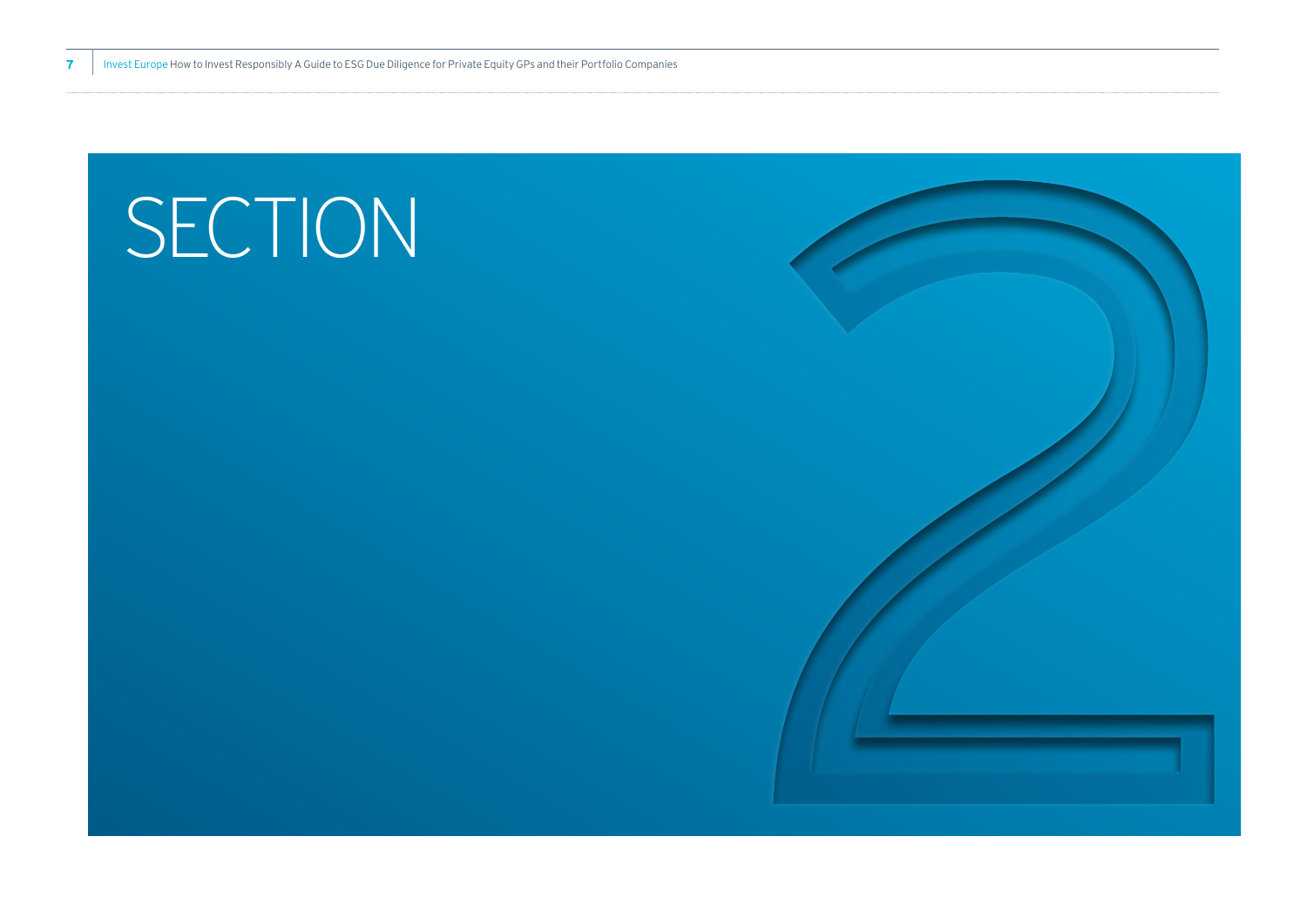# SECTION 2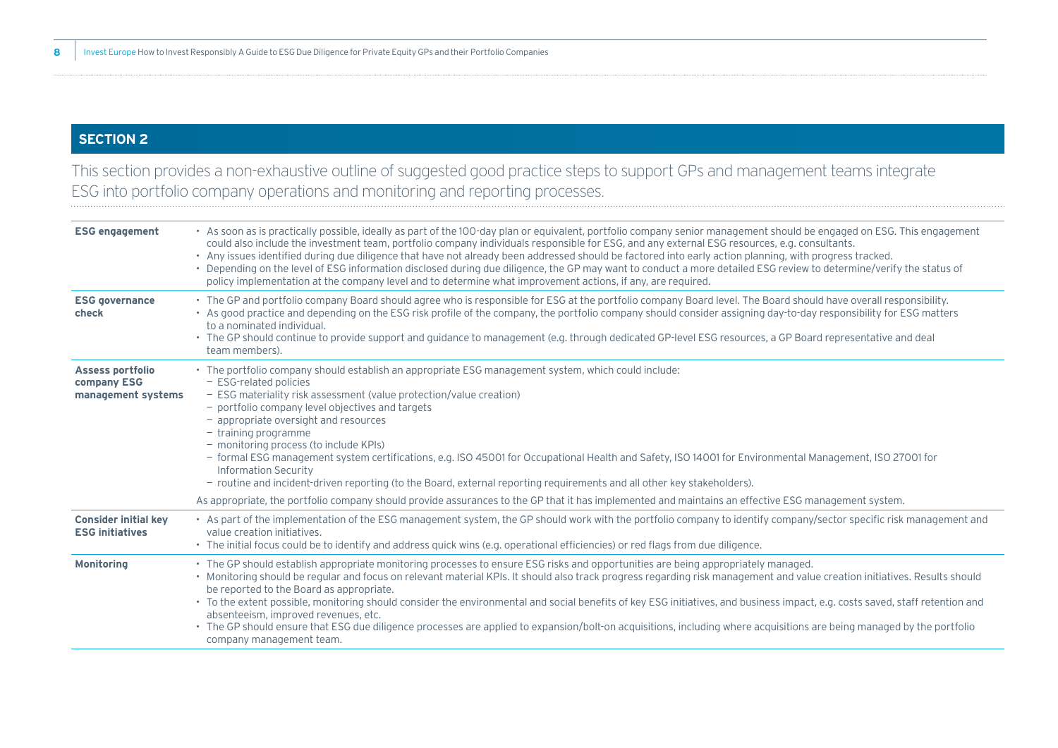## SECTION 2

This section provides a non-exhaustive outline of suggested good practice steps to support GPs and management teams integrate ESG into portfolio company operations and monitoring and reporting processes.

| | |
|---|---|
| **ESG engagement** | • As soon as is practically possible, ideally as part of the 100-day plan or equivalent, portfolio company senior management should be engaged on ESG. This engagement could also include the investment team, portfolio company individuals responsible for ESG, and any external ESG resources, e.g. consultants.<br>• Any issues identified during due diligence that have not already been addressed should be factored into early action planning, with progress tracked.<br>• Depending on the level of ESG information disclosed during due diligence, the GP may want to conduct a more detailed ESG review to determine/verify the status of policy implementation at the company level and to determine what improvement actions, if any, are required. |
| **ESG governance check** | • The GP and portfolio company Board should agree who is responsible for ESG at the portfolio company Board level. The Board should have overall responsibility.<br>• As good practice and depending on the ESG risk profile of the company, the portfolio company should consider assigning day-to-day responsibility for ESG matters to a nominated individual.<br>• The GP should continue to provide support and guidance to management (e.g. through dedicated GP-level ESG resources, a GP Board representative and deal team members). |
| **Assess portfolio company ESG management systems** | • The portfolio company should establish an appropriate ESG management system, which could include:<br>– ESG-related policies<br>– ESG materiality risk assessment (value protection/value creation)<br>– portfolio company level objectives and targets<br>– appropriate oversight and resources<br>– training programme<br>– monitoring process (to include KPIs)<br>– formal ESG management system certifications, e.g. ISO 45001 for Occupational Health and Safety, ISO 14001 for Environmental Management, ISO 27001 for Information Security<br>– routine and incident-driven reporting (to the Board, external reporting requirements and all other key stakeholders).<br><br>As appropriate, the portfolio company should provide assurances to the GP that it has implemented and maintains an effective ESG management system. |
| **Consider initial key ESG initiatives** | • As part of the implementation of the ESG management system, the GP should work with the portfolio company to identify company/sector specific risk management and value creation initiatives.<br>• The initial focus could be to identify and address quick wins (e.g. operational efficiencies) or red flags from due diligence. |
| **Monitoring** | • The GP should establish appropriate monitoring processes to ensure ESG risks and opportunities are being appropriately managed.<br>• Monitoring should be regular and focus on relevant material KPIs. It should also track progress regarding risk management and value creation initiatives. Results should be reported to the Board as appropriate.<br>• To the extent possible, monitoring should consider the environmental and social benefits of key ESG initiatives, and business impact, e.g. costs saved, staff retention and absenteeism, improved revenues, etc.<br>• The GP should ensure that ESG due diligence processes are applied to expansion/bolt-on acquisitions, including where acquisitions are being managed by the portfolio company management team. |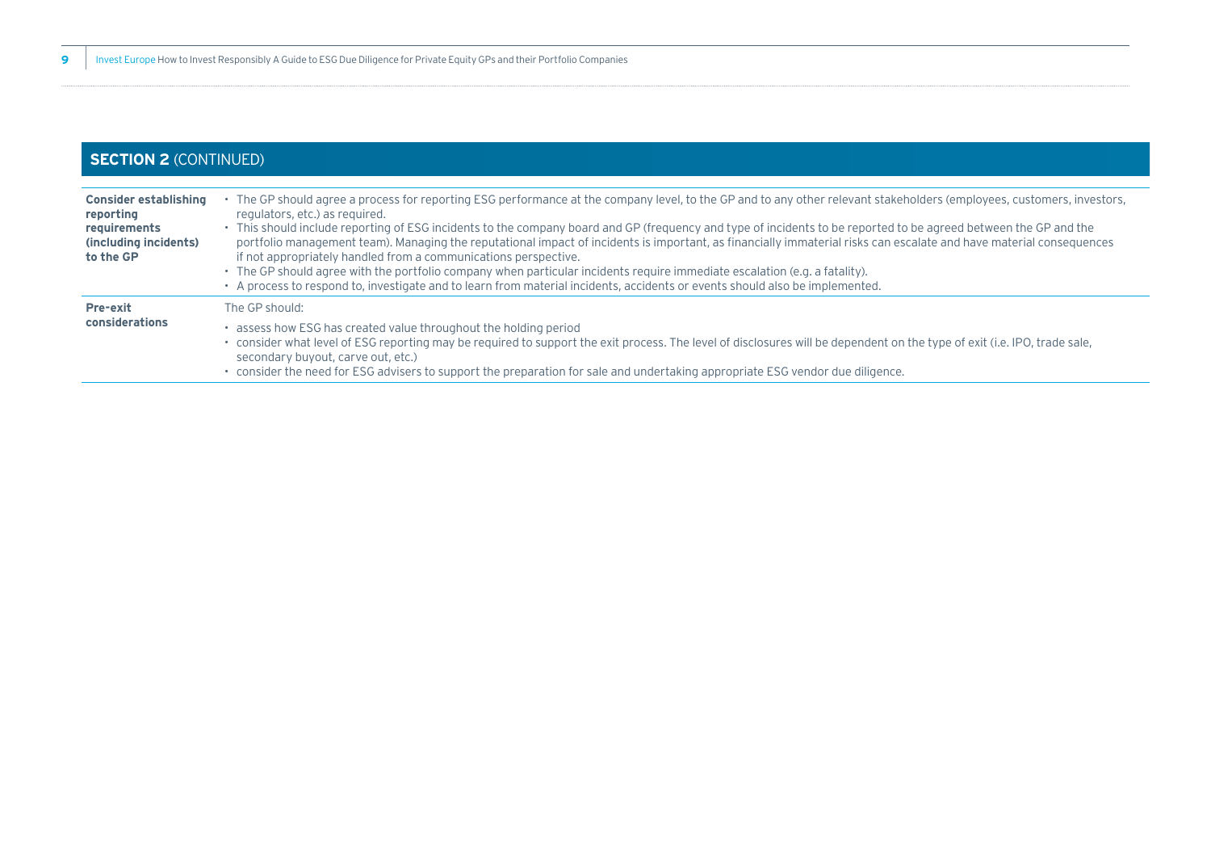## SECTION 2 (CONTINUED)

| | |
|---|---|
| **Consider establishing reporting requirements (including incidents) to the GP** | • The GP should agree a process for reporting ESG performance at the company level, to the GP and to any other relevant stakeholders (employees, customers, investors, regulators, etc.) as required.<br>• This should include reporting of ESG incidents to the company board and GP (frequency and type of incidents to be reported to be agreed between the GP and the portfolio management team). Managing the reputational impact of incidents is important, as financially immaterial risks can escalate and have material consequences if not appropriately handled from a communications perspective.<br>• The GP should agree with the portfolio company when particular incidents require immediate escalation (e.g. a fatality).<br>• A process to respond to, investigate and to learn from material incidents, accidents or events should also be implemented. |
| **Pre-exit considerations** | The GP should:<br>• assess how ESG has created value throughout the holding period<br>• consider what level of ESG reporting may be required to support the exit process. The level of disclosures will be dependent on the type of exit (i.e. IPO, trade sale, secondary buyout, carve out, etc.)<br>• consider the need for ESG advisers to support the preparation for sale and undertaking appropriate ESG vendor due diligence. |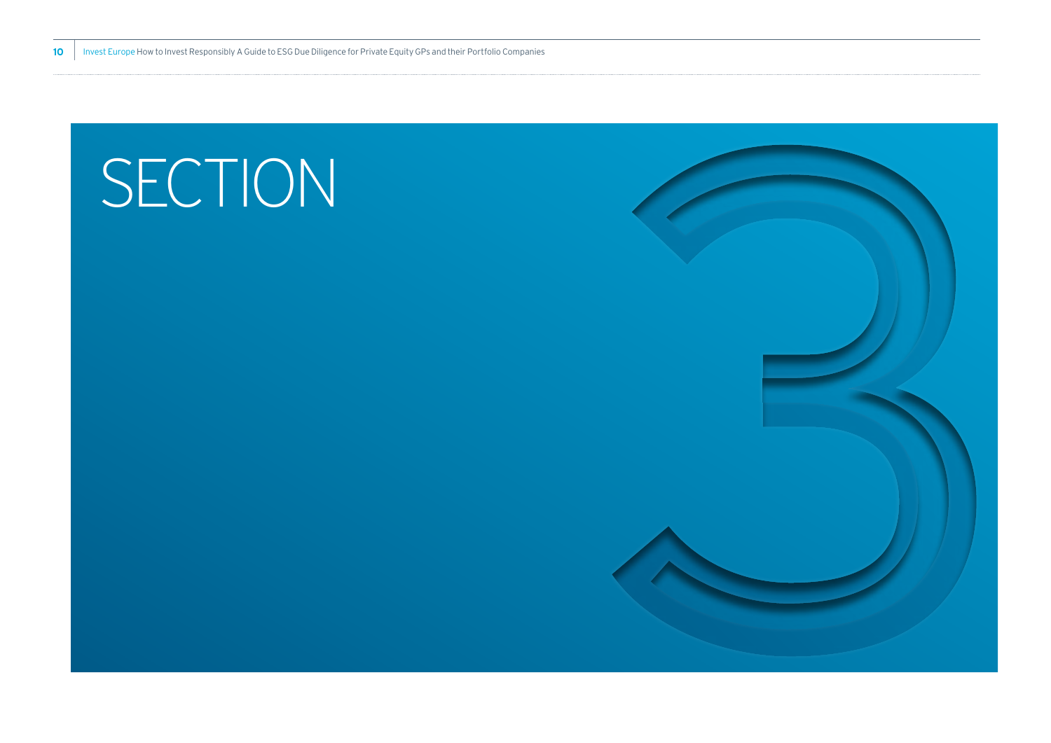# SECTION 3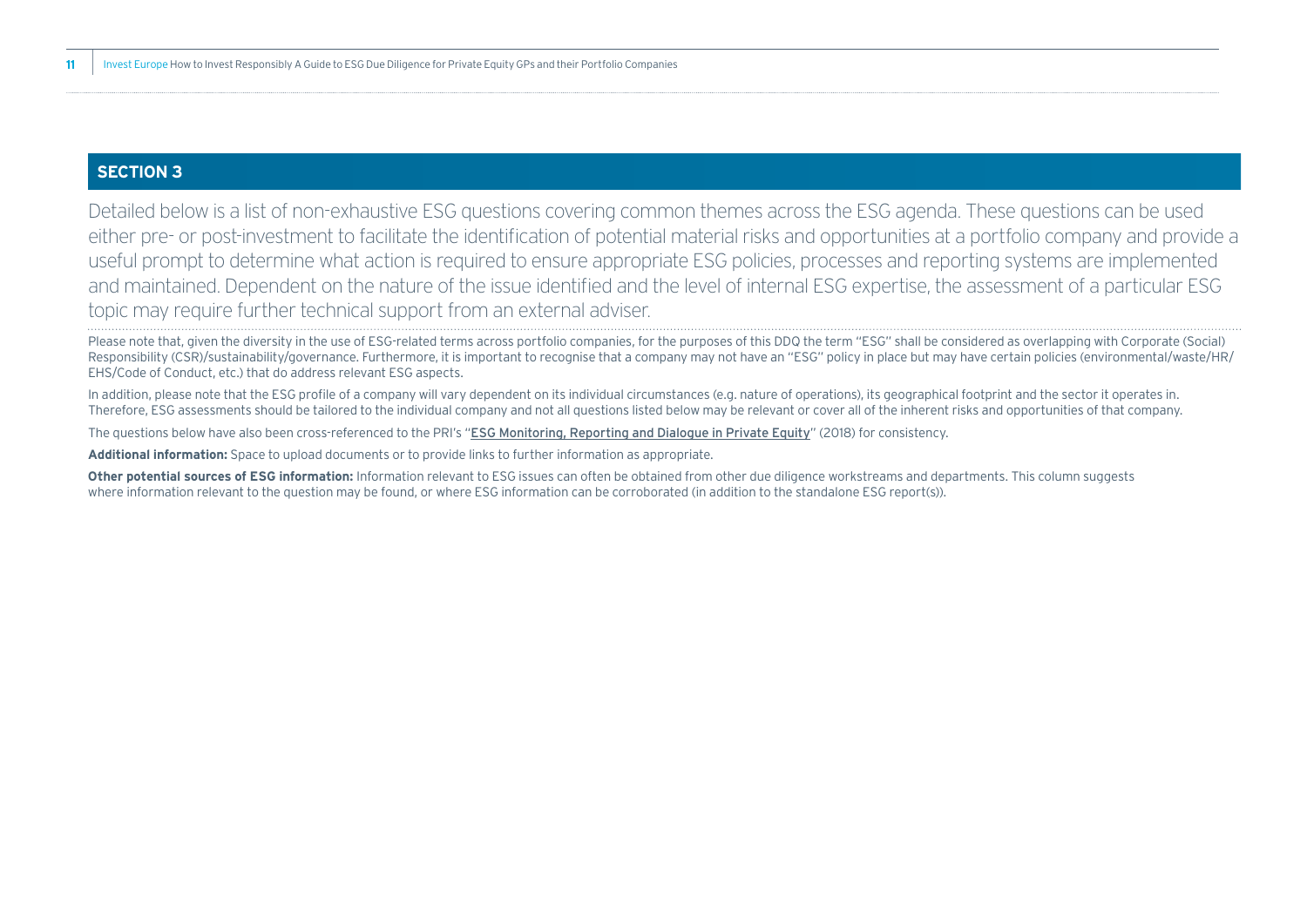## SECTION 3

Detailed below is a list of non-exhaustive ESG questions covering common themes across the ESG agenda. These questions can be used either pre- or post-investment to facilitate the identification of potential material risks and opportunities at a portfolio company and provide a useful prompt to determine what action is required to ensure appropriate ESG policies, processes and reporting systems are implemented and maintained. Dependent on the nature of the issue identified and the level of internal ESG expertise, the assessment of a particular ESG topic may require further technical support from an external adviser.

Please note that, given the diversity in the use of ESG-related terms across portfolio companies, for the purposes of this DDQ the term "ESG" shall be considered as overlapping with Corporate (Social) Responsibility (CSR)/sustainability/governance. Furthermore, it is important to recognise that a company may not have an "ESG" policy in place but may have certain policies (environmental/waste/HR/EHS/Code of Conduct, etc.) that do address relevant ESG aspects.

In addition, please note that the ESG profile of a company will vary dependent on its individual circumstances (e.g. nature of operations), its geographical footprint and the sector it operates in. Therefore, ESG assessments should be tailored to the individual company and not all questions listed below may be relevant or cover all of the inherent risks and opportunities of that company.

The questions below have also been cross-referenced to the PRI's "ESG Monitoring, Reporting and Dialogue in Private Equity" (2018) for consistency.

**Additional information:** Space to upload documents or to provide links to further information as appropriate.

**Other potential sources of ESG information:** Information relevant to ESG issues can often be obtained from other due diligence workstreams and departments. This column suggests where information relevant to the question may be found, or where ESG information can be corroborated (in addition to the standalone ESG report(s)).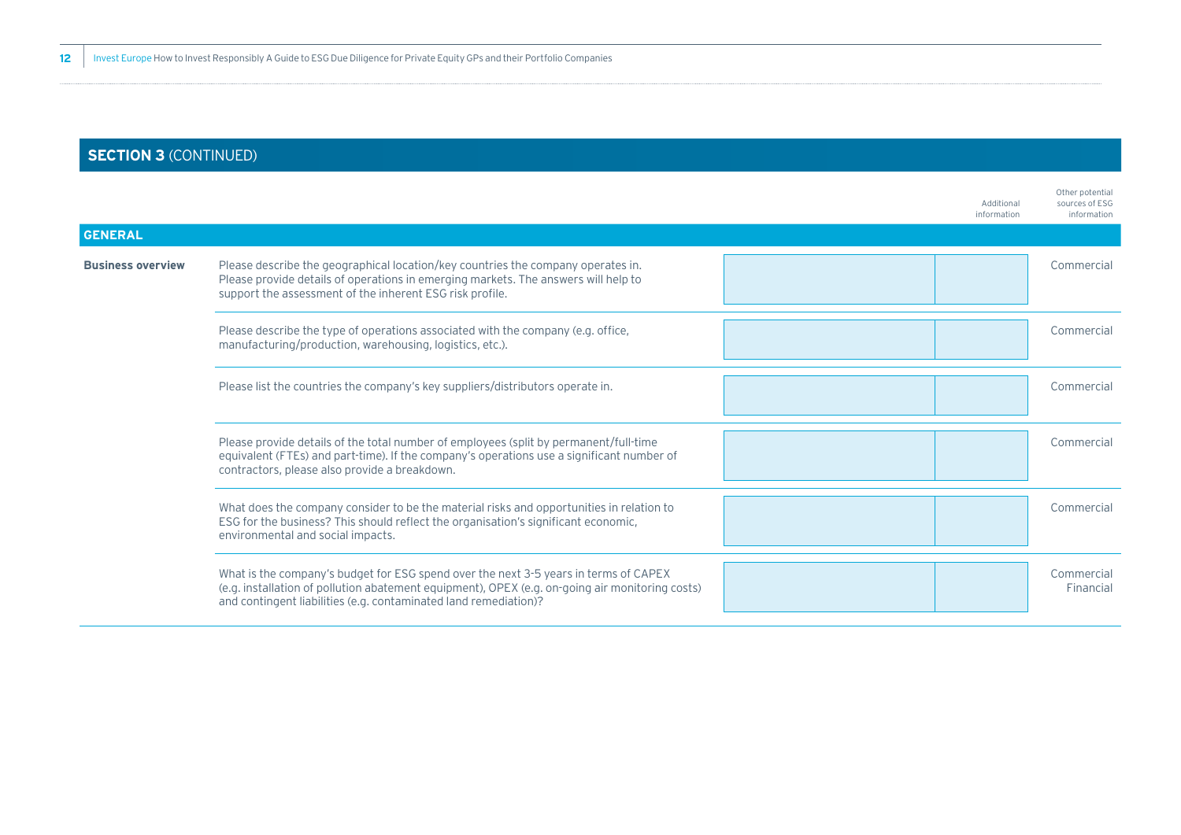## SECTION 3 (CONTINUED)

| GENERAL | | | Additional information | Other potential sources of ESG information |
|---|---|---|---|---|
| **Business overview** | Please describe the geographical location/key countries the company operates in. Please provide details of operations in emerging markets. The answers will help to support the assessment of the inherent ESG risk profile. | | | Commercial |
| | Please describe the type of operations associated with the company (e.g. office, manufacturing/production, warehousing, logistics, etc.). | | | Commercial |
| | Please list the countries the company's key suppliers/distributors operate in. | | | Commercial |
| | Please provide details of the total number of employees (split by permanent/full-time equivalent (FTEs) and part-time). If the company's operations use a significant number of contractors, please also provide a breakdown. | | | Commercial |
| | What does the company consider to be the material risks and opportunities in relation to ESG for the business? This should reflect the organisation's significant economic, environmental and social impacts. | | | Commercial |
| | What is the company's budget for ESG spend over the next 3-5 years in terms of CAPEX (e.g. installation of pollution abatement equipment), OPEX (e.g. on-going air monitoring costs) and contingent liabilities (e.g. contaminated land remediation)? | | | Commercial Financial |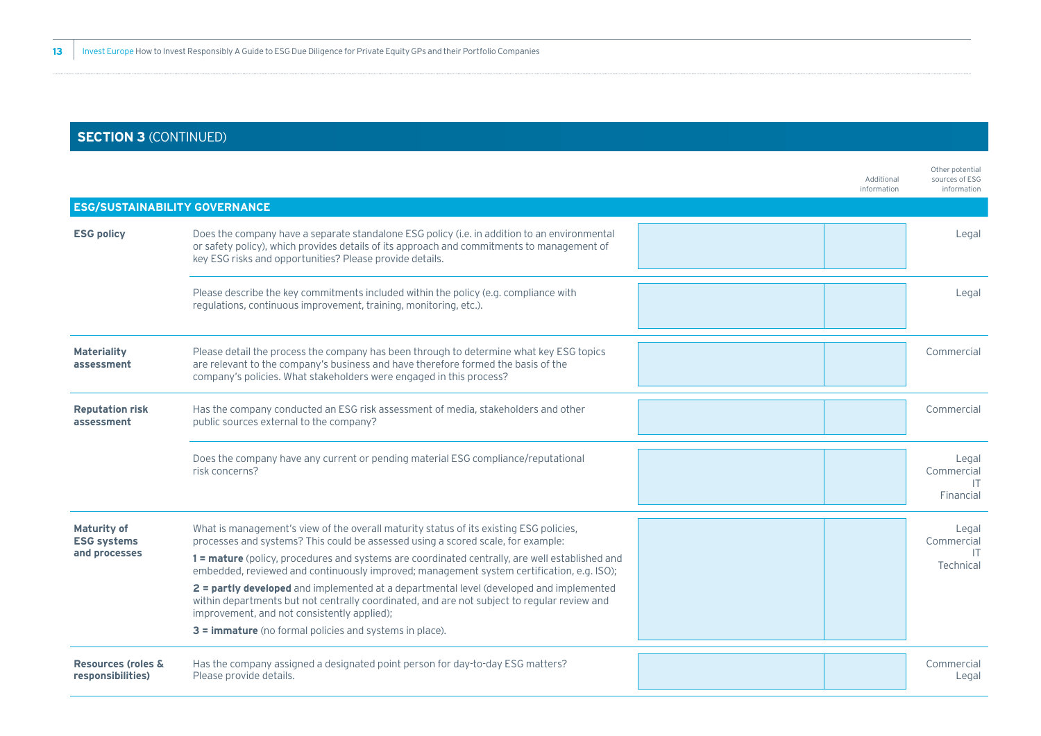## SECTION 3 (CONTINUED)

| ESG/SUSTAINABILITY GOVERNANCE | | | Additional information | Other potential sources of ESG information |
|---|---|---|---|---|
| **ESG policy** | Does the company have a separate standalone ESG policy (i.e. in addition to an environmental or safety policy), which provides details of its approach and commitments to management of key ESG risks and opportunities? Please provide details. | | | Legal |
| | Please describe the key commitments included within the policy (e.g. compliance with regulations, continuous improvement, training, monitoring, etc.). | | | Legal |
| **Materiality assessment** | Please detail the process the company has been through to determine what key ESG topics are relevant to the company's business and have therefore formed the basis of the company's policies. What stakeholders were engaged in this process? | | | Commercial |
| **Reputation risk assessment** | Has the company conducted an ESG risk assessment of media, stakeholders and other public sources external to the company? | | | Commercial |
| | Does the company have any current or pending material ESG compliance/reputational risk concerns? | | | Legal<br>Commercial<br>IT<br>Financial |
| **Maturity of ESG systems and processes** | What is management's view of the overall maturity status of its existing ESG policies, processes and systems? This could be assessed using a scored scale, for example:<br>**1 = mature** (policy, procedures and systems are coordinated centrally, are well established and embedded, reviewed and continuously improved; management system certification, e.g. ISO);<br>**2 = partly developed** and implemented at a departmental level (developed and implemented within departments but not centrally coordinated, and are not subject to regular review and improvement, and not consistently applied);<br>**3 = immature** (no formal policies and systems in place). | | | Legal<br>Commercial<br>IT<br>Technical |
| **Resources (roles & responsibilities)** | Has the company assigned a designated point person for day-to-day ESG matters? Please provide details. | | | Commercial<br>Legal |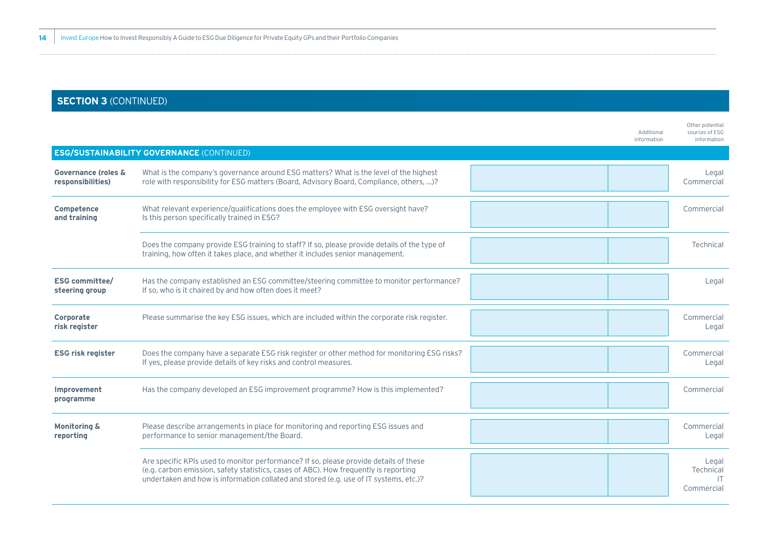## SECTION 3 (CONTINUED)

| | | Additional information | | Other potential sources of ESG information |
|---|---|---|---|---|
| **ESG/SUSTAINABILITY GOVERNANCE** (CONTINUED) | | | | |
| **Governance (roles & responsibilities)** | What is the company's governance around ESG matters? What is the level of the highest role with responsibility for ESG matters (Board, Advisory Board, Compliance, others, ...)? | | | Legal Commercial |
| **Competence and training** | What relevant experience/qualifications does the employee with ESG oversight have? Is this person specifically trained in ESG? | | | Commercial |
| | Does the company provide ESG training to staff? If so, please provide details of the type of training, how often it takes place, and whether it includes senior management. | | | Technical |
| **ESG committee/ steering group** | Has the company established an ESG committee/steering committee to monitor performance? If so, who is it chaired by and how often does it meet? | | | Legal |
| **Corporate risk register** | Please summarise the key ESG issues, which are included within the corporate risk register. | | | Commercial Legal |
| **ESG risk register** | Does the company have a separate ESG risk register or other method for monitoring ESG risks? If yes, please provide details of key risks and control measures. | | | Commercial Legal |
| **Improvement programme** | Has the company developed an ESG improvement programme? How is this implemented? | | | Commercial |
| **Monitoring & reporting** | Please describe arrangements in place for monitoring and reporting ESG issues and performance to senior management/the Board. | | | Commercial Legal |
| | Are specific KPIs used to monitor performance? If so, please provide details of these (e.g. carbon emission, safety statistics, cases of ABC). How frequently is reporting undertaken and how is information collated and stored (e.g. use of IT systems, etc.)? | | | Legal Technical IT Commercial |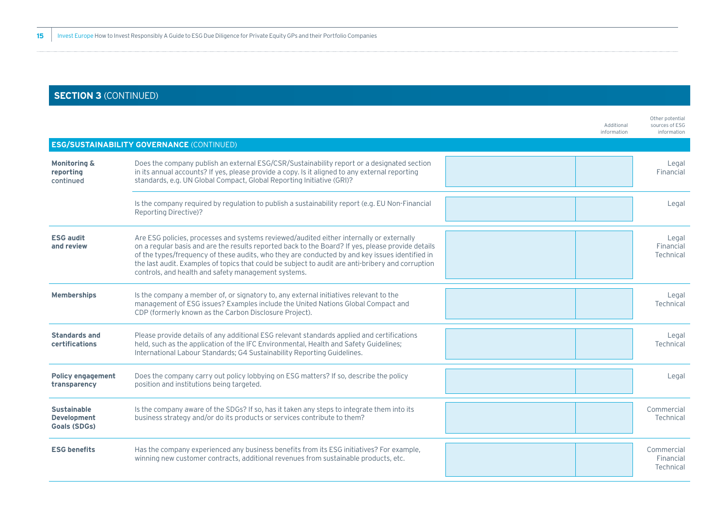## SECTION 3 (CONTINUED)

| ESG/SUSTAINABILITY GOVERNANCE (CONTINUED) | | | Additional information | Other potential sources of ESG information |
|---|---|---|---|---|
| **Monitoring & reporting** continued | Does the company publish an external ESG/CSR/Sustainability report or a designated section in its annual accounts? If yes, please provide a copy. Is it aligned to any external reporting standards, e.g. UN Global Compact, Global Reporting Initiative (GRI)? | | | Legal Financial |
| | Is the company required by regulation to publish a sustainability report (e.g. EU Non-Financial Reporting Directive)? | | | Legal |
| **ESG audit and review** | Are ESG policies, processes and systems reviewed/audited either internally or externally on a regular basis and are the results reported back to the Board? If yes, please provide details of the types/frequency of these audits, who they are conducted by and key issues identified in the last audit. Examples of topics that could be subject to audit are anti-bribery and corruption controls, and health and safety management systems. | | | Legal Financial Technical |
| **Memberships** | Is the company a member of, or signatory to, any external initiatives relevant to the management of ESG issues? Examples include the United Nations Global Compact and CDP (formerly known as the Carbon Disclosure Project). | | | Legal Technical |
| **Standards and certifications** | Please provide details of any additional ESG relevant standards applied and certifications held, such as the application of the IFC Environmental, Health and Safety Guidelines; International Labour Standards; G4 Sustainability Reporting Guidelines. | | | Legal Technical |
| **Policy engagement transparency** | Does the company carry out policy lobbying on ESG matters? If so, describe the policy position and institutions being targeted. | | | Legal |
| **Sustainable Development Goals (SDGs)** | Is the company aware of the SDGs? If so, has it taken any steps to integrate them into its business strategy and/or do its products or services contribute to them? | | | Commercial Technical |
| **ESG benefits** | Has the company experienced any business benefits from its ESG initiatives? For example, winning new customer contracts, additional revenues from sustainable products, etc. | | | Commercial Financial Technical |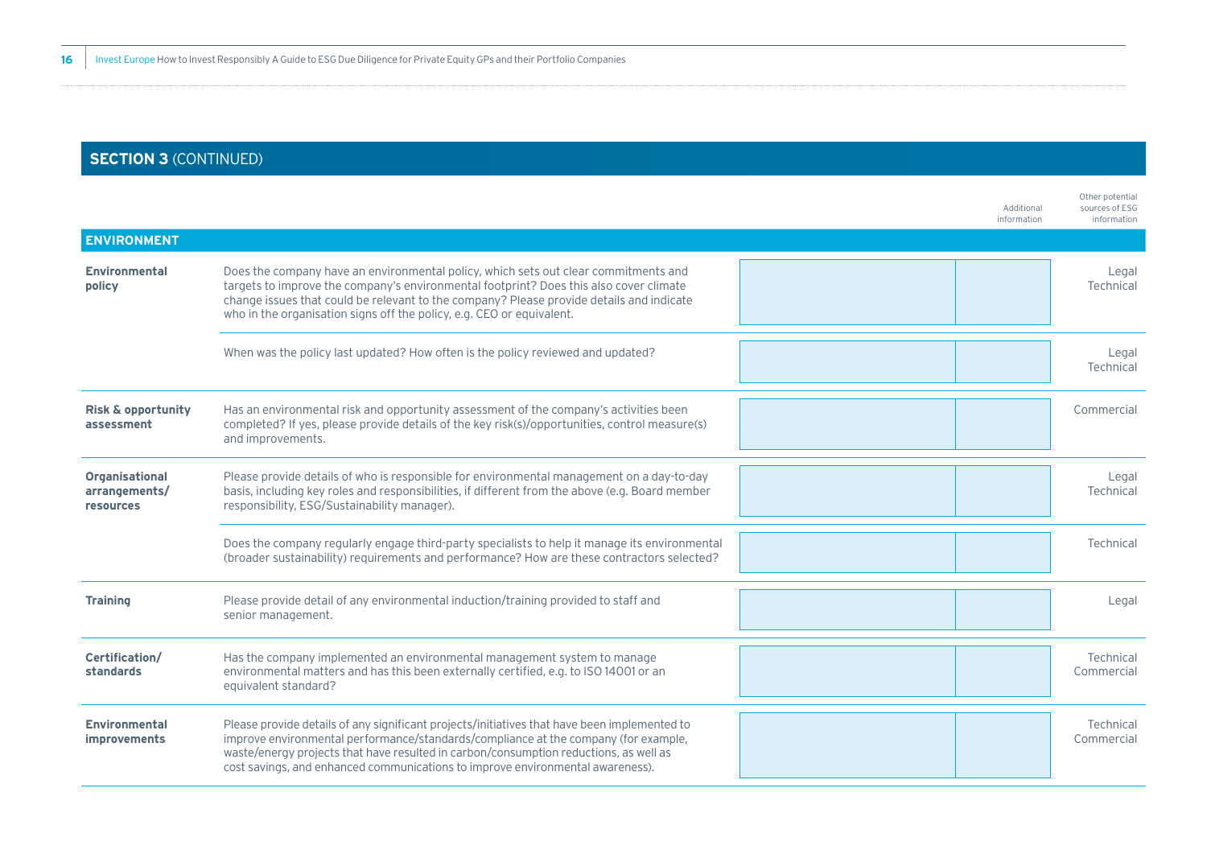## SECTION 3 (CONTINUED)

| ENVIRONMENT | | Additional information | | Other potential sources of ESG information |
|---|---|---|---|---|
| **Environmental policy** | Does the company have an environmental policy, which sets out clear commitments and targets to improve the company's environmental footprint? Does this also cover climate change issues that could be relevant to the company? Please provide details and indicate who in the organisation signs off the policy, e.g. CEO or equivalent. | | | Legal<br>Technical |
| | When was the policy last updated? How often is the policy reviewed and updated? | | | Legal<br>Technical |
| **Risk & opportunity assessment** | Has an environmental risk and opportunity assessment of the company's activities been completed? If yes, please provide details of the key risk(s)/opportunities, control measure(s) and improvements. | | | Commercial |
| **Organisational arrangements/ resources** | Please provide details of who is responsible for environmental management on a day-to-day basis, including key roles and responsibilities, if different from the above (e.g. Board member responsibility, ESG/Sustainability manager). | | | Legal<br>Technical |
| | Does the company regularly engage third-party specialists to help it manage its environmental (broader sustainability) requirements and performance? How are these contractors selected? | | | Technical |
| **Training** | Please provide detail of any environmental induction/training provided to staff and senior management. | | | Legal |
| **Certification/ standards** | Has the company implemented an environmental management system to manage environmental matters and has this been externally certified, e.g. to ISO 14001 or an equivalent standard? | | | Technical<br>Commercial |
| **Environmental improvements** | Please provide details of any significant projects/initiatives that have been implemented to improve environmental performance/standards/compliance at the company (for example, waste/energy projects that have resulted in carbon/consumption reductions, as well as cost savings, and enhanced communications to improve environmental awareness). | | | Technical<br>Commercial |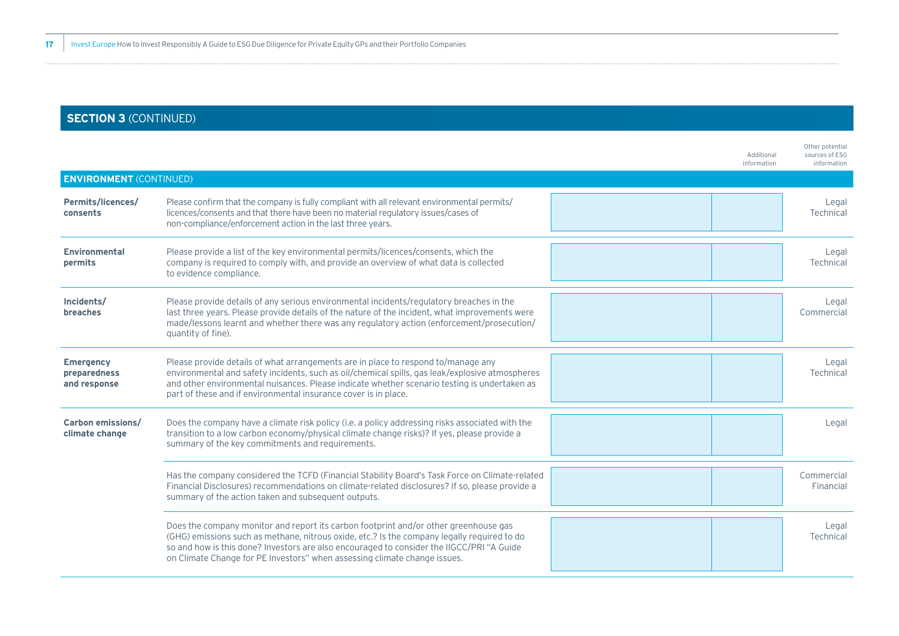## SECTION 3 (CONTINUED)

| ENVIRONMENT (CONTINUED) | | | Additional information | Other potential sources of ESG information |
|---|---|---|---|---|
| **Permits/licences/consents** | Please confirm that the company is fully compliant with all relevant environmental permits/licences/consents and that there have been no material regulatory issues/cases of non-compliance/enforcement action in the last three years. | | | Legal Technical |
| **Environmental permits** | Please provide a list of the key environmental permits/licences/consents, which the company is required to comply with, and provide an overview of what data is collected to evidence compliance. | | | Legal Technical |
| **Incidents/breaches** | Please provide details of any serious environmental incidents/regulatory breaches in the last three years. Please provide details of the nature of the incident, what improvements were made/lessons learnt and whether there was any regulatory action (enforcement/prosecution/quantity of fine). | | | Legal Commercial |
| **Emergency preparedness and response** | Please provide details of what arrangements are in place to respond to/manage any environmental and safety incidents, such as oil/chemical spills, gas leak/explosive atmospheres and other environmental nuisances. Please indicate whether scenario testing is undertaken as part of these and if environmental insurance cover is in place. | | | Legal Technical |
| **Carbon emissions/climate change** | Does the company have a climate risk policy (i.e. a policy addressing risks associated with the transition to a low carbon economy/physical climate change risks)? If yes, please provide a summary of the key commitments and requirements. | | | Legal |
| | Has the company considered the TCFD (Financial Stability Board's Task Force on Climate-related Financial Disclosures) recommendations on climate-related disclosures? If so, please provide a summary of the action taken and subsequent outputs. | | | Commercial Financial |
| | Does the company monitor and report its carbon footprint and/or other greenhouse gas (GHG) emissions such as methane, nitrous oxide, etc.? Is the company legally required to do so and how is this done? Investors are also encouraged to consider the IIGCC/PRI "A Guide on Climate Change for PE Investors" when assessing climate change issues. | | | Legal Technical |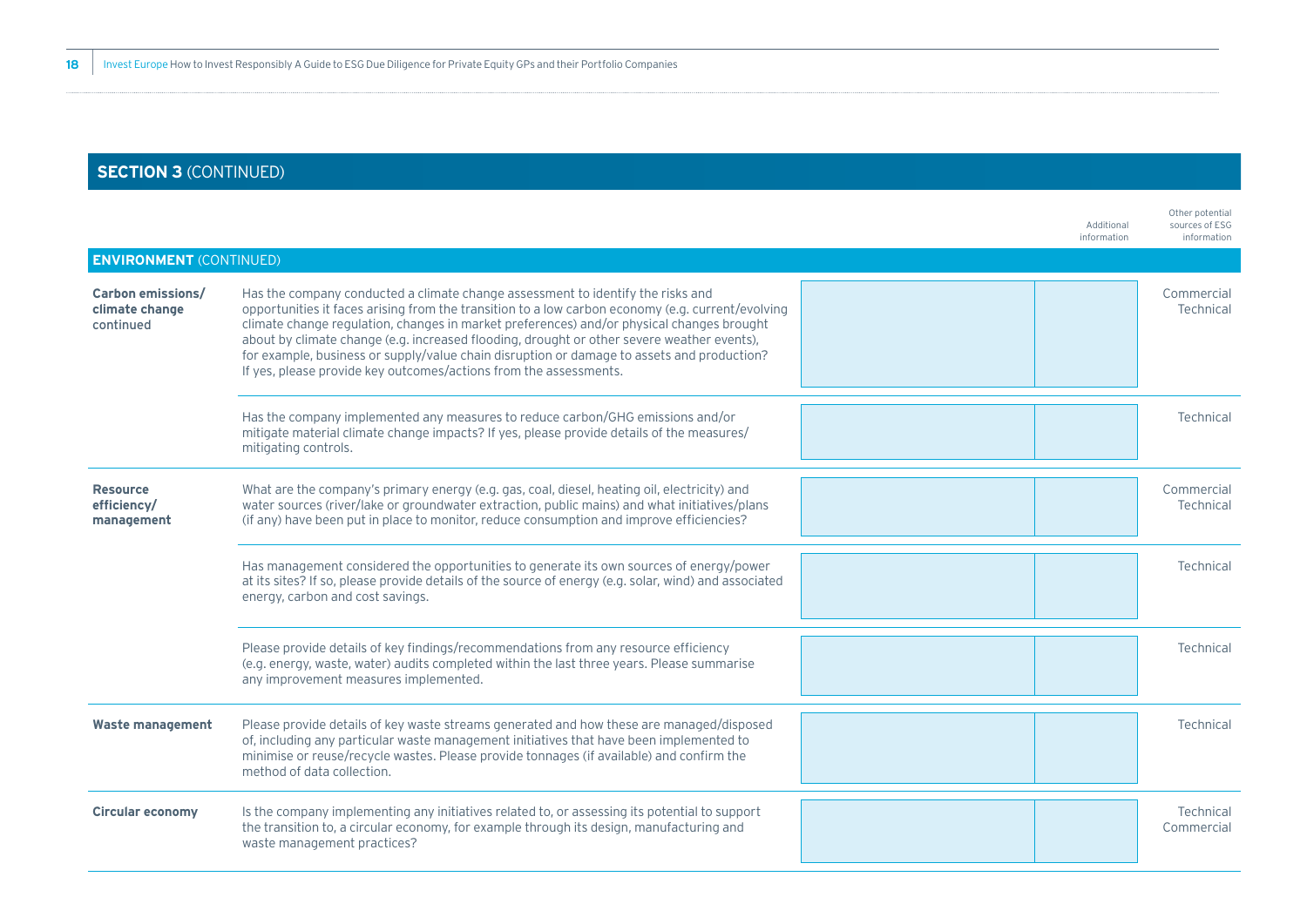## SECTION 3 (CONTINUED)

| | | | Additional information | Other potential sources of ESG information |
|---|---|---|---|---|
| **ENVIRONMENT** (CONTINUED) | | | | |
| **Carbon emissions/ climate change** continued | Has the company conducted a climate change assessment to identify the risks and opportunities it faces arising from the transition to a low carbon economy (e.g. current/evolving climate change regulation, changes in market preferences) and/or physical changes brought about by climate change (e.g. increased flooding, drought or other severe weather events), for example, business or supply/value chain disruption or damage to assets and production? If yes, please provide key outcomes/actions from the assessments. | | | Commercial Technical |
| | Has the company implemented any measures to reduce carbon/GHG emissions and/or mitigate material climate change impacts? If yes, please provide details of the measures/ mitigating controls. | | | Technical |
| **Resource efficiency/ management** | What are the company's primary energy (e.g. gas, coal, diesel, heating oil, electricity) and water sources (river/lake or groundwater extraction, public mains) and what initiatives/plans (if any) have been put in place to monitor, reduce consumption and improve efficiencies? | | | Commercial Technical |
| | Has management considered the opportunities to generate its own sources of energy/power at its sites? If so, please provide details of the source of energy (e.g. solar, wind) and associated energy, carbon and cost savings. | | | Technical |
| | Please provide details of key findings/recommendations from any resource efficiency (e.g. energy, waste, water) audits completed within the last three years. Please summarise any improvement measures implemented. | | | Technical |
| **Waste management** | Please provide details of key waste streams generated and how these are managed/disposed of, including any particular waste management initiatives that have been implemented to minimise or reuse/recycle wastes. Please provide tonnages (if available) and confirm the method of data collection. | | | Technical |
| **Circular economy** | Is the company implementing any initiatives related to, or assessing its potential to support the transition to, a circular economy, for example through its design, manufacturing and waste management practices? | | | Technical Commercial |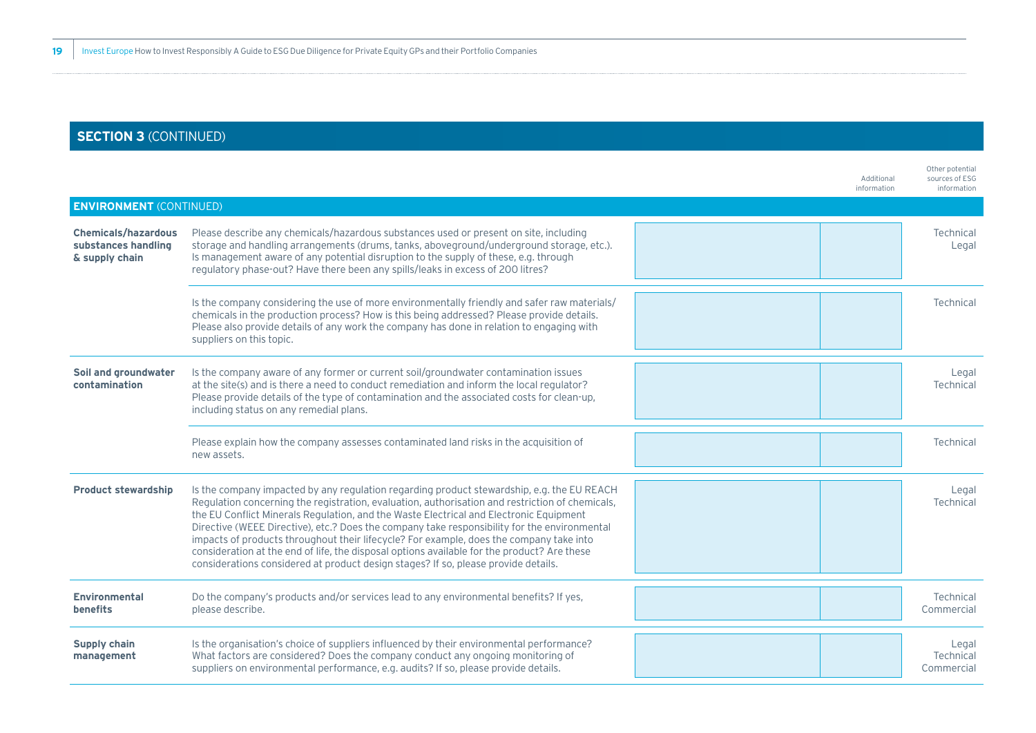## SECTION 3 (CONTINUED)

| | | | Additional information | Other potential sources of ESG information |
|---|---|---|---|---|
| **ENVIRONMENT** (CONTINUED) | | | | |
| **Chemicals/hazardous substances handling & supply chain** | Please describe any chemicals/hazardous substances used or present on site, including storage and handling arrangements (drums, tanks, aboveground/underground storage, etc.). Is management aware of any potential disruption to the supply of these, e.g. through regulatory phase-out? Have there been any spills/leaks in excess of 200 litres? | | | Technical Legal |
| | Is the company considering the use of more environmentally friendly and safer raw materials/chemicals in the production process? How is this being addressed? Please provide details. Please also provide details of any work the company has done in relation to engaging with suppliers on this topic. | | | Technical |
| **Soil and groundwater contamination** | Is the company aware of any former or current soil/groundwater contamination issues at the site(s) and is there a need to conduct remediation and inform the local regulator? Please provide details of the type of contamination and the associated costs for clean-up, including status on any remedial plans. | | | Legal Technical |
| | Please explain how the company assesses contaminated land risks in the acquisition of new assets. | | | Technical |
| **Product stewardship** | Is the company impacted by any regulation regarding product stewardship, e.g. the EU REACH Regulation concerning the registration, evaluation, authorisation and restriction of chemicals, the EU Conflict Minerals Regulation, and the Waste Electrical and Electronic Equipment Directive (WEEE Directive), etc.? Does the company take responsibility for the environmental impacts of products throughout their lifecycle? For example, does the company take into consideration at the end of life, the disposal options available for the product? Are these considerations considered at product design stages? If so, please provide details. | | | Legal Technical |
| **Environmental benefits** | Do the company's products and/or services lead to any environmental benefits? If yes, please describe. | | | Technical Commercial |
| **Supply chain management** | Is the organisation's choice of suppliers influenced by their environmental performance? What factors are considered? Does the company conduct any ongoing monitoring of suppliers on environmental performance, e.g. audits? If so, please provide details. | | | Legal Technical Commercial |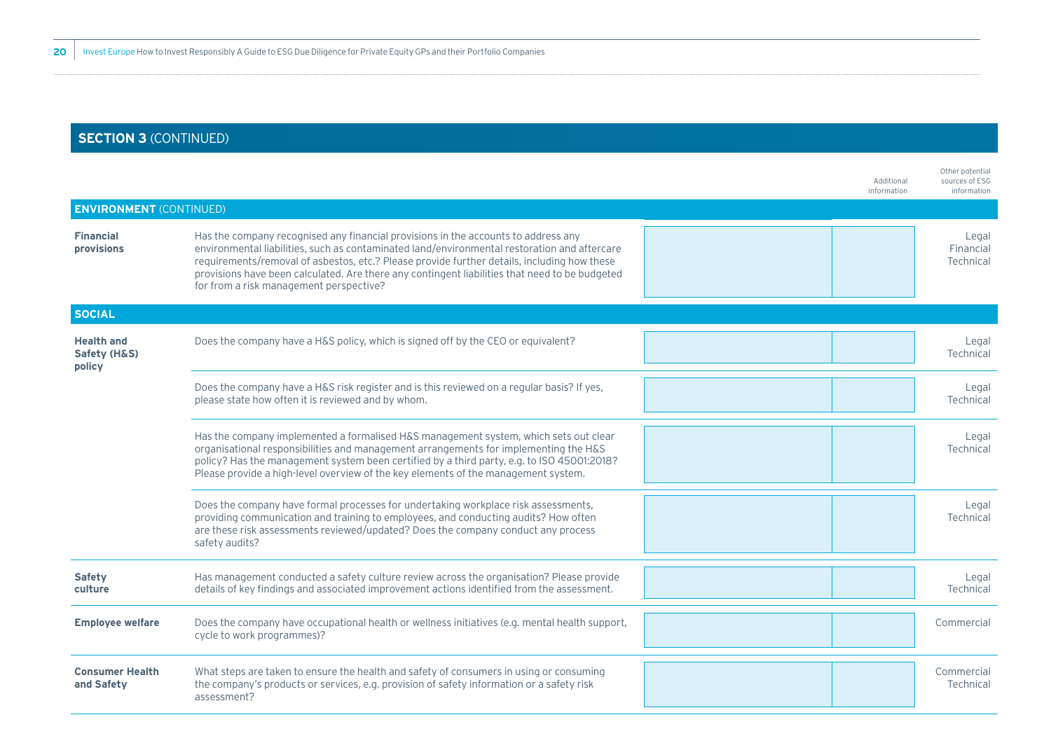## SECTION 3 (CONTINUED)

| | | | Additional information | Other potential sources of ESG information |
|---|---|---|---|---|
| **ENVIRONMENT (CONTINUED)** | | | | |
| **Financial provisions** | Has the company recognised any financial provisions in the accounts to address any environmental liabilities, such as contaminated land/environmental restoration and aftercare requirements/removal of asbestos, etc.? Please provide further details, including how these provisions have been calculated. Are there any contingent liabilities that need to be budgeted for from a risk management perspective? | | | Legal<br>Financial<br>Technical |
| **SOCIAL** | | | | |
| **Health and Safety (H&S) policy** | Does the company have a H&S policy, which is signed off by the CEO or equivalent? | | | Legal<br>Technical |
| | Does the company have a H&S risk register and is this reviewed on a regular basis? If yes, please state how often it is reviewed and by whom. | | | Legal<br>Technical |
| | Has the company implemented a formalised H&S management system, which sets out clear organisational responsibilities and management arrangements for implementing the H&S policy? Has the management system been certified by a third party, e.g. to ISO 45001:2018? Please provide a high-level overview of the key elements of the management system. | | | Legal<br>Technical |
| | Does the company have formal processes for undertaking workplace risk assessments, providing communication and training to employees, and conducting audits? How often are these risk assessments reviewed/updated? Does the company conduct any process safety audits? | | | Legal<br>Technical |
| **Safety culture** | Has management conducted a safety culture review across the organisation? Please provide details of key findings and associated improvement actions identified from the assessment. | | | Legal<br>Technical |
| **Employee welfare** | Does the company have occupational health or wellness initiatives (e.g. mental health support, cycle to work programmes)? | | | Commercial |
| **Consumer Health and Safety** | What steps are taken to ensure the health and safety of consumers in using or consuming the company's products or services, e.g. provision of safety information or a safety risk assessment? | | | Commercial<br>Technical |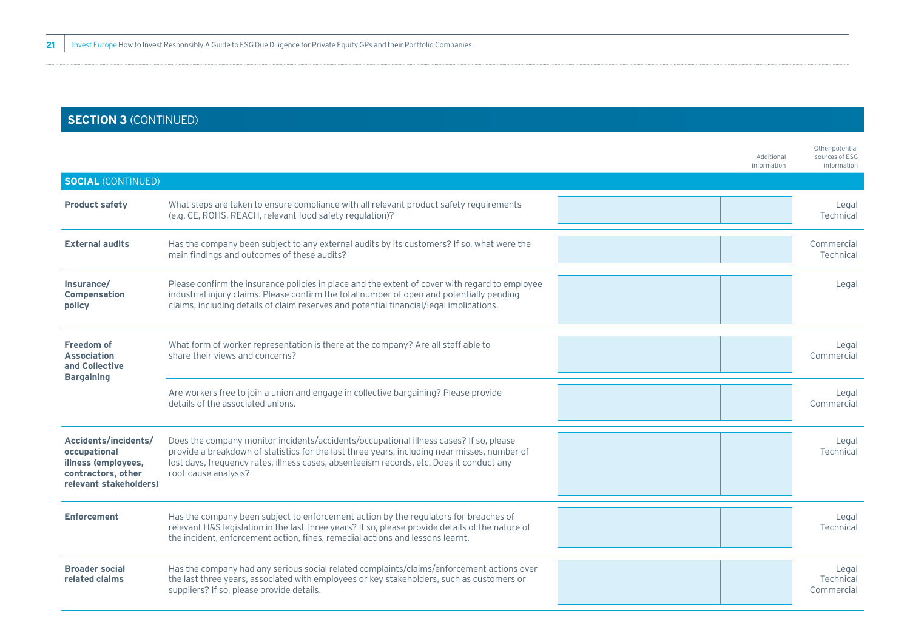## SECTION 3 (CONTINUED)

| **SOCIAL** (CONTINUED) | | Additional information | | Other potential sources of ESG information |
|---|---|---|---|---|
| **Product safety** | What steps are taken to ensure compliance with all relevant product safety requirements (e.g. CE, ROHS, REACH, relevant food safety regulation)? | | | Legal Technical |
| **External audits** | Has the company been subject to any external audits by its customers? If so, what were the main findings and outcomes of these audits? | | | Commercial Technical |
| **Insurance/ Compensation policy** | Please confirm the insurance policies in place and the extent of cover with regard to employee industrial injury claims. Please confirm the total number of open and potentially pending claims, including details of claim reserves and potential financial/legal implications. | | | Legal |
| **Freedom of Association and Collective Bargaining** | What form of worker representation is there at the company? Are all staff able to share their views and concerns? | | | Legal Commercial |
| | Are workers free to join a union and engage in collective bargaining? Please provide details of the associated unions. | | | Legal Commercial |
| **Accidents/incidents/ occupational illness (employees, contractors, other relevant stakeholders)** | Does the company monitor incidents/accidents/occupational illness cases? If so, please provide a breakdown of statistics for the last three years, including near misses, number of lost days, frequency rates, illness cases, absenteeism records, etc. Does it conduct any root-cause analysis? | | | Legal Technical |
| **Enforcement** | Has the company been subject to enforcement action by the regulators for breaches of relevant H&S legislation in the last three years? If so, please provide details of the nature of the incident, enforcement action, fines, remedial actions and lessons learnt. | | | Legal Technical |
| **Broader social related claims** | Has the company had any serious social related complaints/claims/enforcement actions over the last three years, associated with employees or key stakeholders, such as customers or suppliers? If so, please provide details. | | | Legal Technical Commercial |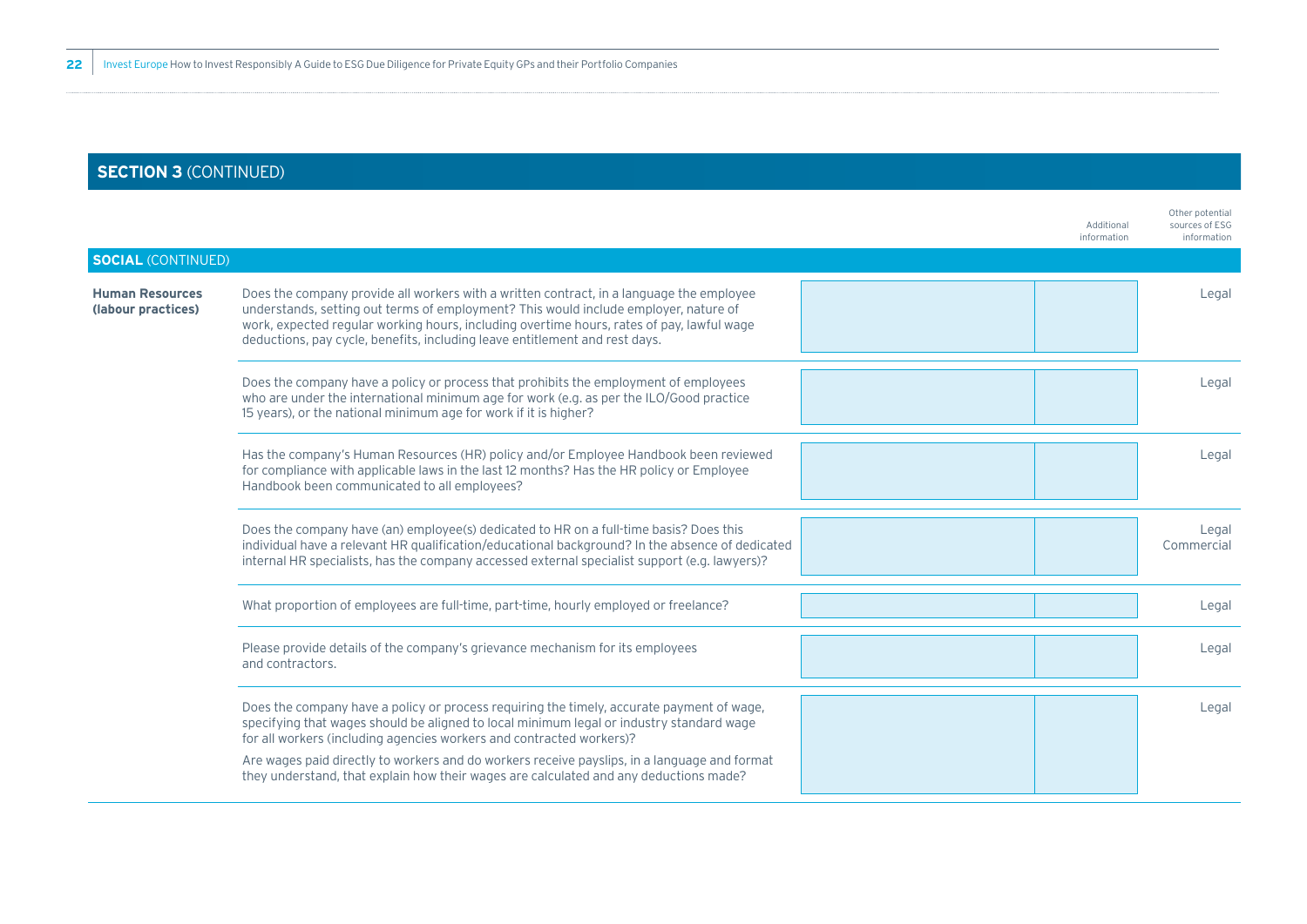## SECTION 3 (CONTINUED)

| SOCIAL (CONTINUED) | | | Additional information | Other potential sources of ESG information |
|---|---|---|---|---|
| **Human Resources (labour practices)** | Does the company provide all workers with a written contract, in a language the employee understands, setting out terms of employment? This would include employer, nature of work, expected regular working hours, including overtime hours, rates of pay, lawful wage deductions, pay cycle, benefits, including leave entitlement and rest days. | | | Legal |
| | Does the company have a policy or process that prohibits the employment of employees who are under the international minimum age for work (e.g. as per the ILO/Good practice 15 years), or the national minimum age for work if it is higher? | | | Legal |
| | Has the company's Human Resources (HR) policy and/or Employee Handbook been reviewed for compliance with applicable laws in the last 12 months? Has the HR policy or Employee Handbook been communicated to all employees? | | | Legal |
| | Does the company have (an) employee(s) dedicated to HR on a full-time basis? Does this individual have a relevant HR qualification/educational background? In the absence of dedicated internal HR specialists, has the company accessed external specialist support (e.g. lawyers)? | | | Legal<br>Commercial |
| | What proportion of employees are full-time, part-time, hourly employed or freelance? | | | Legal |
| | Please provide details of the company's grievance mechanism for its employees and contractors. | | | Legal |
| | Does the company have a policy or process requiring the timely, accurate payment of wage, specifying that wages should be aligned to local minimum legal or industry standard wage for all workers (including agencies workers and contracted workers)?<br>Are wages paid directly to workers and do workers receive payslips, in a language and format they understand, that explain how their wages are calculated and any deductions made? | | | Legal |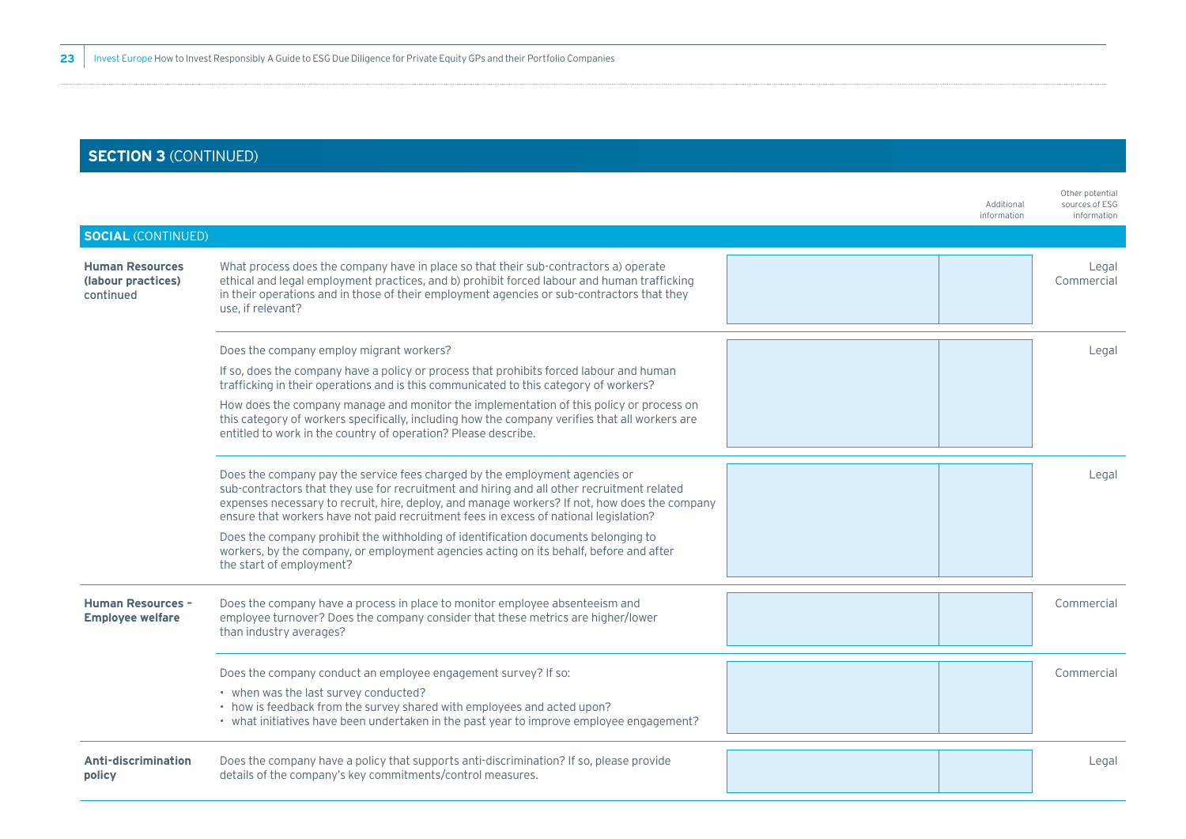## SECTION 3 (CONTINUED)

| SOCIAL (CONTINUED) | | | Additional information | Other potential sources of ESG information |
|---|---|---|---|---|
| **Human Resources (labour practices)** continued | What process does the company have in place so that their sub-contractors a) operate ethical and legal employment practices, and b) prohibit forced labour and human trafficking in their operations and in those of their employment agencies or sub-contractors that they use, if relevant? | | | Legal<br>Commercial |
| | Does the company employ migrant workers?<br><br>If so, does the company have a policy or process that prohibits forced labour and human trafficking in their operations and is this communicated to this category of workers?<br><br>How does the company manage and monitor the implementation of this policy or process on this category of workers specifically, including how the company verifies that all workers are entitled to work in the country of operation? Please describe. | | | Legal |
| | Does the company pay the service fees charged by the employment agencies or sub-contractors that they use for recruitment and hiring and all other recruitment related expenses necessary to recruit, hire, deploy, and manage workers? If not, how does the company ensure that workers have not paid recruitment fees in excess of national legislation?<br><br>Does the company prohibit the withholding of identification documents belonging to workers, by the company, or employment agencies acting on its behalf, before and after the start of employment? | | | Legal |
| **Human Resources - Employee welfare** | Does the company have a process in place to monitor employee absenteeism and employee turnover? Does the company consider that these metrics are higher/lower than industry averages? | | | Commercial |
| | Does the company conduct an employee engagement survey? If so:<br>• when was the last survey conducted?<br>• how is feedback from the survey shared with employees and acted upon?<br>• what initiatives have been undertaken in the past year to improve employee engagement? | | | Commercial |
| **Anti-discrimination policy** | Does the company have a policy that supports anti-discrimination? If so, please provide details of the company's key commitments/control measures. | | | Legal |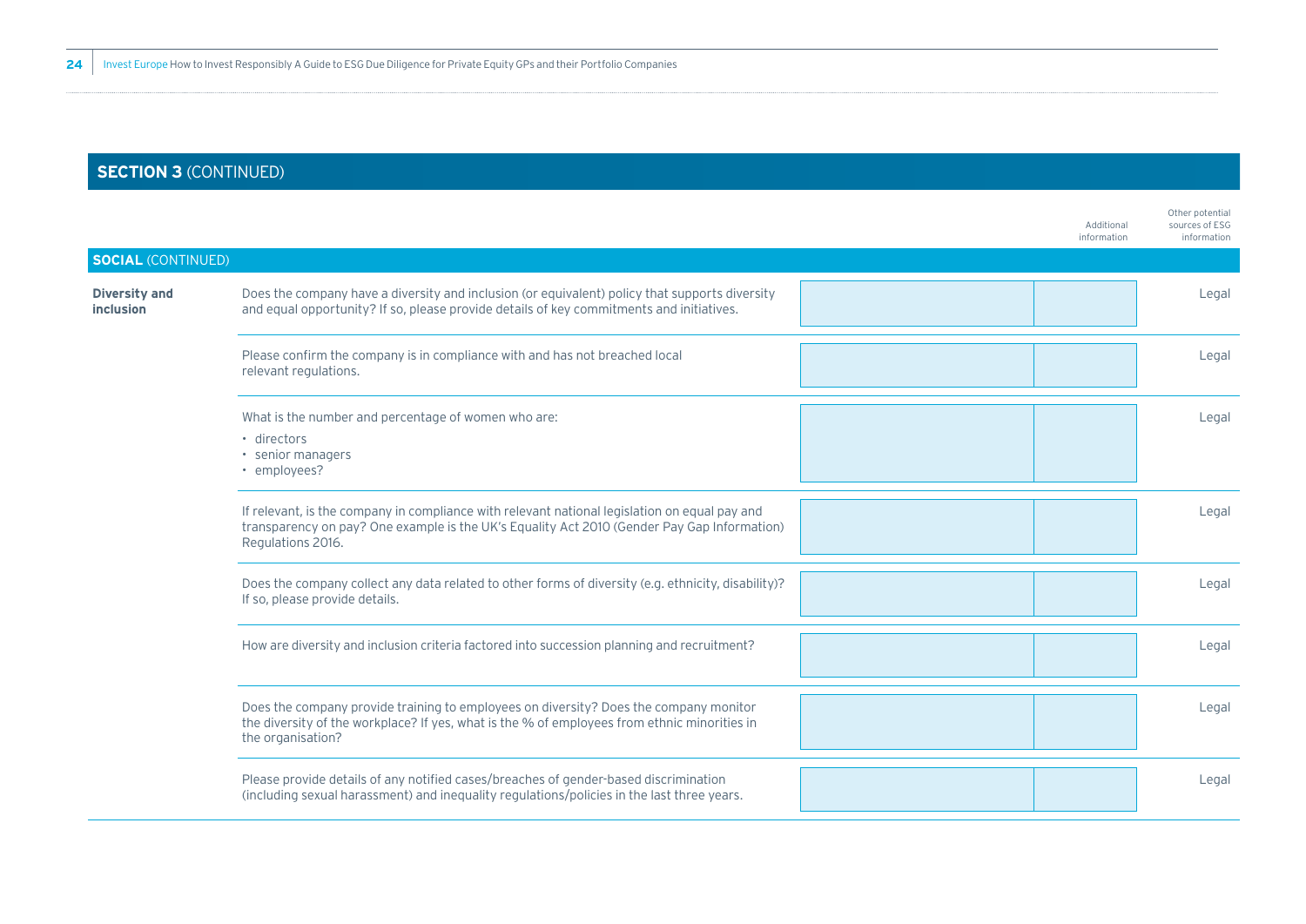## SECTION 3 (CONTINUED)

| | | Additional information | | Other potential sources of ESG information |
|---|---|---|---|---|
| **SOCIAL** (CONTINUED) | | | | |
| **Diversity and inclusion** | Does the company have a diversity and inclusion (or equivalent) policy that supports diversity and equal opportunity? If so, please provide details of key commitments and initiatives. | | | Legal |
| | Please confirm the company is in compliance with and has not breached local relevant regulations. | | | Legal |
| | What is the number and percentage of women who are:<br>• directors<br>• senior managers<br>• employees? | | | Legal |
| | If relevant, is the company in compliance with relevant national legislation on equal pay and transparency on pay? One example is the UK's Equality Act 2010 (Gender Pay Gap Information) Regulations 2016. | | | Legal |
| | Does the company collect any data related to other forms of diversity (e.g. ethnicity, disability)? If so, please provide details. | | | Legal |
| | How are diversity and inclusion criteria factored into succession planning and recruitment? | | | Legal |
| | Does the company provide training to employees on diversity? Does the company monitor the diversity of the workplace? If yes, what is the % of employees from ethnic minorities in the organisation? | | | Legal |
| | Please provide details of any notified cases/breaches of gender-based discrimination (including sexual harassment) and inequality regulations/policies in the last three years. | | | Legal |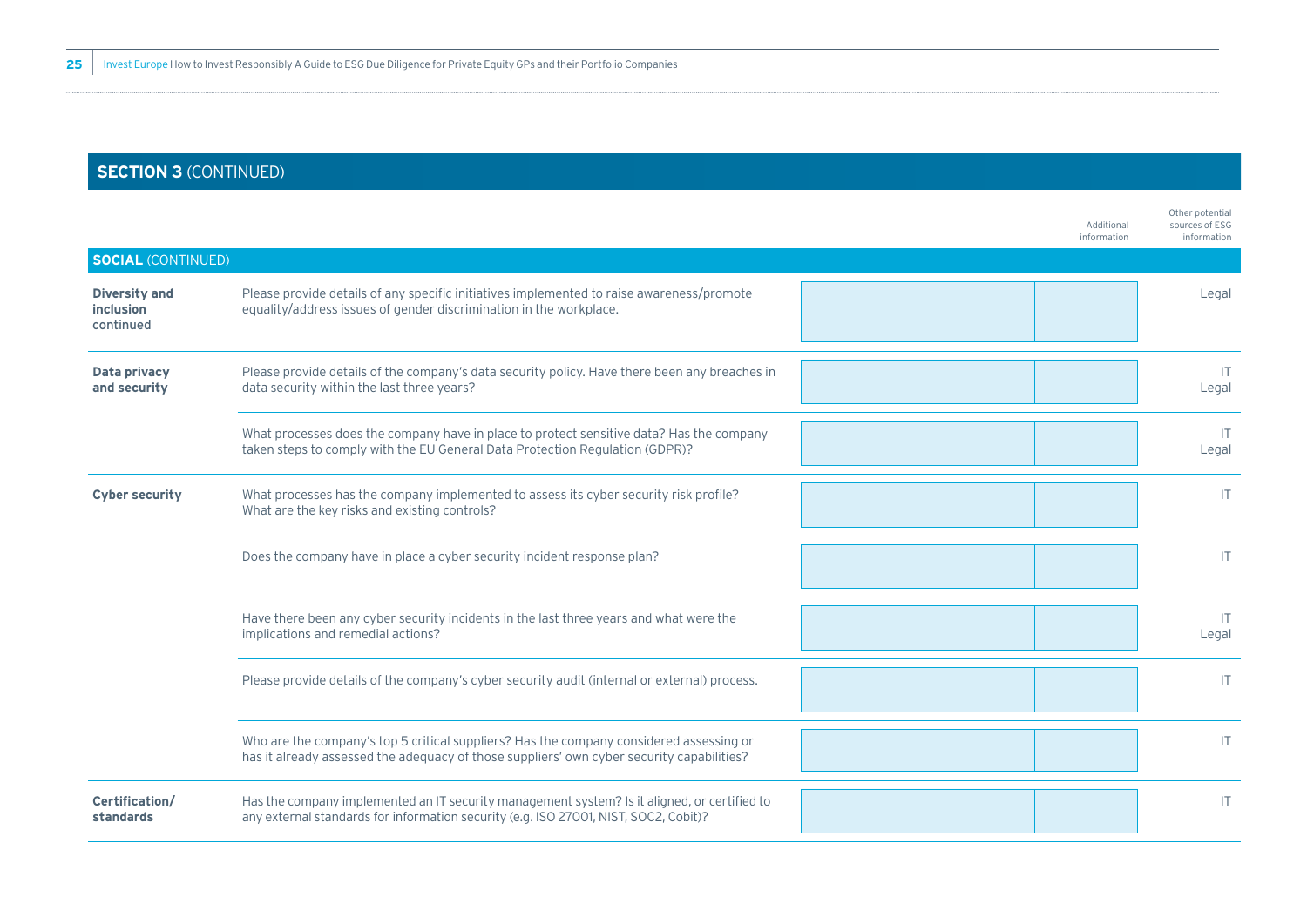## SECTION 3 (CONTINUED)

| SOCIAL (CONTINUED) | | | Additional information | Other potential sources of ESG information |
|---|---|---|---|---|
| **Diversity and inclusion** continued | Please provide details of any specific initiatives implemented to raise awareness/promote equality/address issues of gender discrimination in the workplace. | | | Legal |
| **Data privacy and security** | Please provide details of the company's data security policy. Have there been any breaches in data security within the last three years? | | | IT<br>Legal |
| | What processes does the company have in place to protect sensitive data? Has the company taken steps to comply with the EU General Data Protection Regulation (GDPR)? | | | IT<br>Legal |
| **Cyber security** | What processes has the company implemented to assess its cyber security risk profile? What are the key risks and existing controls? | | | IT |
| | Does the company have in place a cyber security incident response plan? | | | IT |
| | Have there been any cyber security incidents in the last three years and what were the implications and remedial actions? | | | IT<br>Legal |
| | Please provide details of the company's cyber security audit (internal or external) process. | | | IT |
| | Who are the company's top 5 critical suppliers? Has the company considered assessing or has it already assessed the adequacy of those suppliers' own cyber security capabilities? | | | IT |
| **Certification/ standards** | Has the company implemented an IT security management system? Is it aligned, or certified to any external standards for information security (e.g. ISO 27001, NIST, SOC2, Cobit)? | | | IT |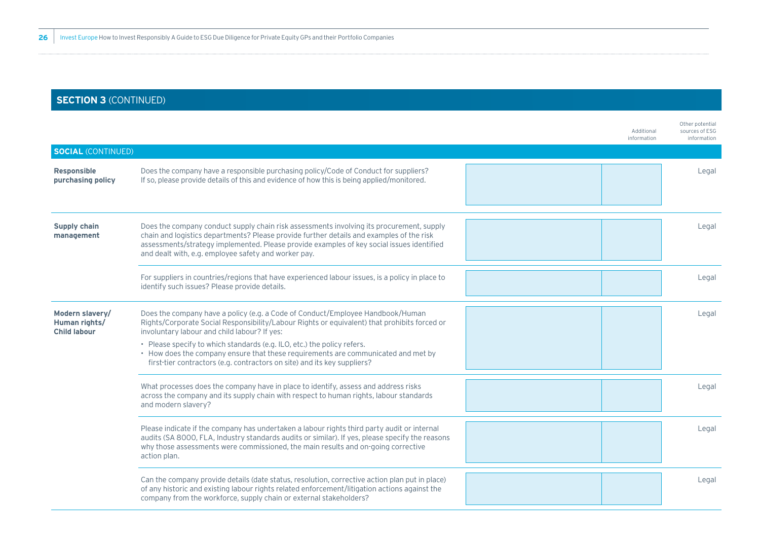## SECTION 3 (CONTINUED)

| SOCIAL (CONTINUED) | | | Additional information | Other potential sources of ESG information |
|---|---|---|---|---|
| **Responsible purchasing policy** | Does the company have a responsible purchasing policy/Code of Conduct for suppliers? If so, please provide details of this and evidence of how this is being applied/monitored. | | | Legal |
| **Supply chain management** | Does the company conduct supply chain risk assessments involving its procurement, supply chain and logistics departments? Please provide further details and examples of the risk assessments/strategy implemented. Please provide examples of key social issues identified and dealt with, e.g. employee safety and worker pay. | | | Legal |
| | For suppliers in countries/regions that have experienced labour issues, is a policy in place to identify such issues? Please provide details. | | | Legal |
| **Modern slavery/ Human rights/ Child labour** | Does the company have a policy (e.g. a Code of Conduct/Employee Handbook/Human Rights/Corporate Social Responsibility/Labour Rights or equivalent) that prohibits forced or involuntary labour and child labour? If yes:<br>• Please specify to which standards (e.g. ILO, etc.) the policy refers.<br>• How does the company ensure that these requirements are communicated and met by first-tier contractors (e.g. contractors on site) and its key suppliers? | | | Legal |
| | What processes does the company have in place to identify, assess and address risks across the company and its supply chain with respect to human rights, labour standards and modern slavery? | | | Legal |
| | Please indicate if the company has undertaken a labour rights third party audit or internal audits (SA 8000, FLA, Industry standards audits or similar). If yes, please specify the reasons why those assessments were commissioned, the main results and on-going corrective action plan. | | | Legal |
| | Can the company provide details (date status, resolution, corrective action plan put in place) of any historic and existing labour rights related enforcement/litigation actions against the company from the workforce, supply chain or external stakeholders? | | | Legal |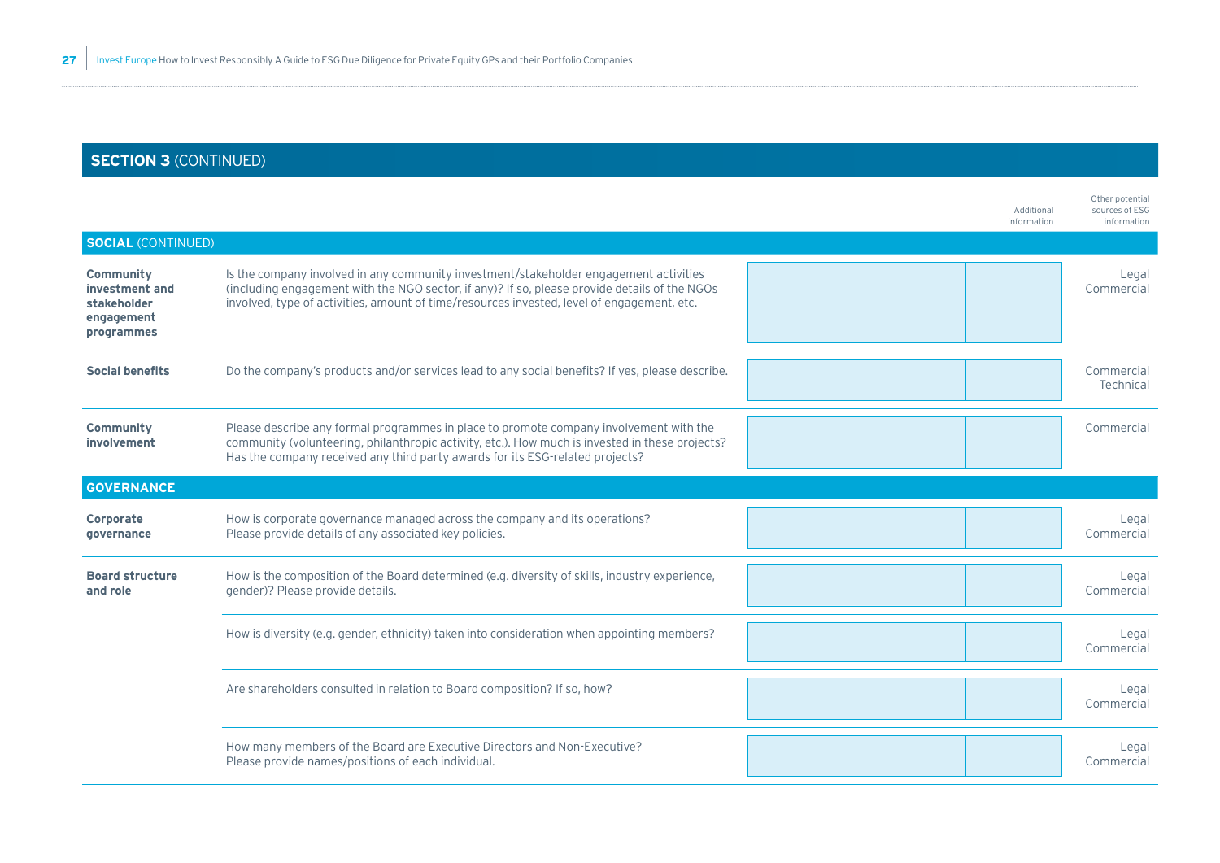## SECTION 3 (CONTINUED)

| | | | Additional information | Other potential sources of ESG information |
|---|---|---|---|---|
| **SOCIAL** (CONTINUED) | | | | |
| **Community investment and stakeholder engagement programmes** | Is the company involved in any community investment/stakeholder engagement activities (including engagement with the NGO sector, if any)? If so, please provide details of the NGOs involved, type of activities, amount of time/resources invested, level of engagement, etc. | | | Legal<br>Commercial |
| **Social benefits** | Do the company's products and/or services lead to any social benefits? If yes, please describe. | | | Commercial<br>Technical |
| **Community involvement** | Please describe any formal programmes in place to promote company involvement with the community (volunteering, philanthropic activity, etc.). How much is invested in these projects? Has the company received any third party awards for its ESG-related projects? | | | Commercial |
| **GOVERNANCE** | | | | |
| **Corporate governance** | How is corporate governance managed across the company and its operations? Please provide details of any associated key policies. | | | Legal<br>Commercial |
| **Board structure and role** | How is the composition of the Board determined (e.g. diversity of skills, industry experience, gender)? Please provide details. | | | Legal<br>Commercial |
| | How is diversity (e.g. gender, ethnicity) taken into consideration when appointing members? | | | Legal<br>Commercial |
| | Are shareholders consulted in relation to Board composition? If so, how? | | | Legal<br>Commercial |
| | How many members of the Board are Executive Directors and Non-Executive? Please provide names/positions of each individual. | | | Legal<br>Commercial |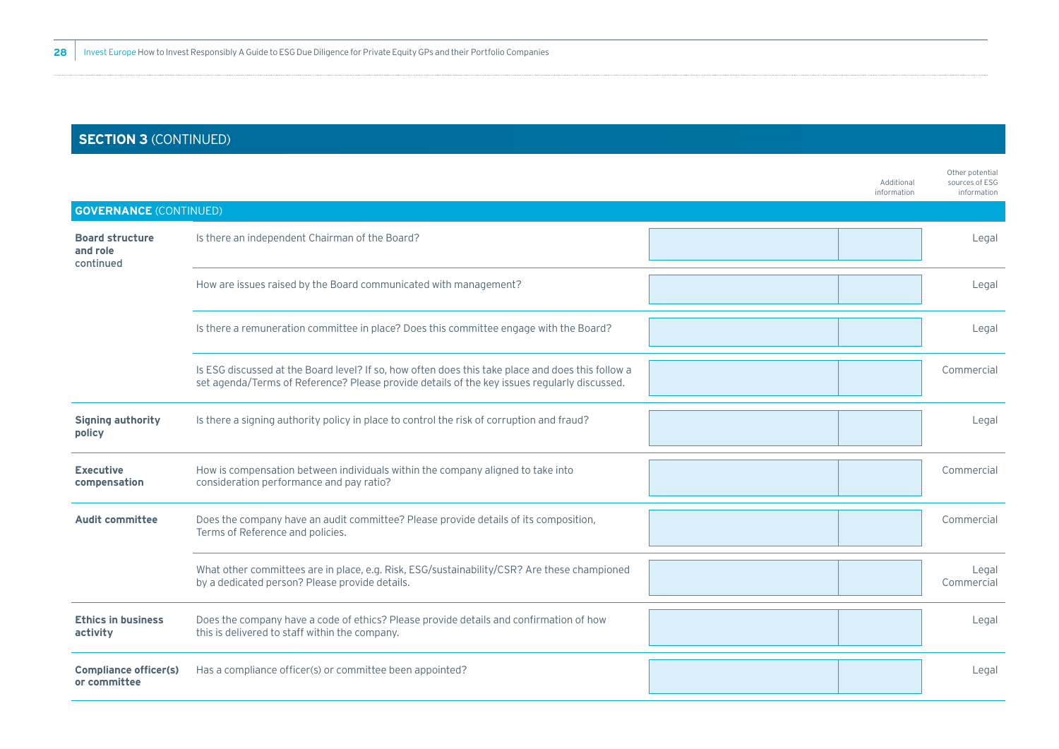## SECTION 3 (CONTINUED)

| **GOVERNANCE** (CONTINUED) | | Additional information | | Other potential sources of ESG information |
|---|---|---|---|---|
| **Board structure and role** continued | Is there an independent Chairman of the Board? | | | Legal |
| | How are issues raised by the Board communicated with management? | | | Legal |
| | Is there a remuneration committee in place? Does this committee engage with the Board? | | | Legal |
| | Is ESG discussed at the Board level? If so, how often does this take place and does this follow a set agenda/Terms of Reference? Please provide details of the key issues regularly discussed. | | | Commercial |
| **Signing authority policy** | Is there a signing authority policy in place to control the risk of corruption and fraud? | | | Legal |
| **Executive compensation** | How is compensation between individuals within the company aligned to take into consideration performance and pay ratio? | | | Commercial |
| **Audit committee** | Does the company have an audit committee? Please provide details of its composition, Terms of Reference and policies. | | | Commercial |
| | What other committees are in place, e.g. Risk, ESG/sustainability/CSR? Are these championed by a dedicated person? Please provide details. | | | Legal Commercial |
| **Ethics in business activity** | Does the company have a code of ethics? Please provide details and confirmation of how this is delivered to staff within the company. | | | Legal |
| **Compliance officer(s) or committee** | Has a compliance officer(s) or committee been appointed? | | | Legal |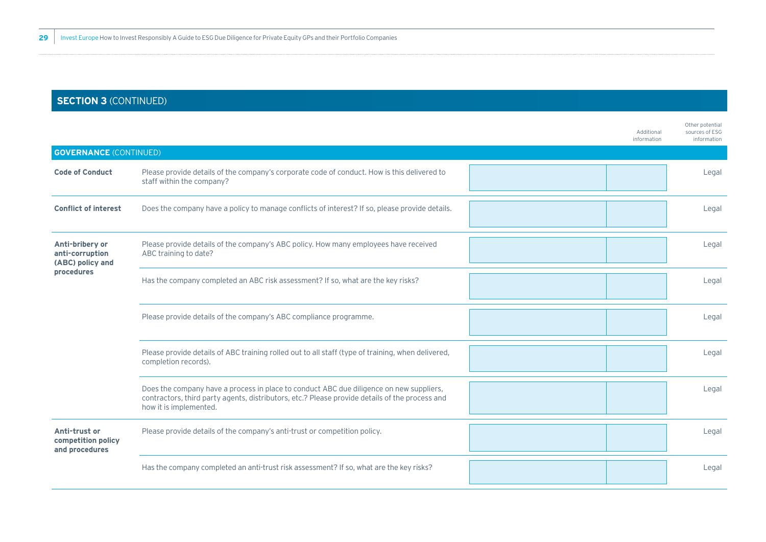## SECTION 3 (CONTINUED)

| | | Additional information | Other potential sources of ESG information |
|---|---|---|---|
| **GOVERNANCE** (CONTINUED) | | | |
| **Code of Conduct** | Please provide details of the company's corporate code of conduct. How is this delivered to staff within the company? | | Legal |
| **Conflict of interest** | Does the company have a policy to manage conflicts of interest? If so, please provide details. | | Legal |
| **Anti-bribery or anti-corruption (ABC) policy and procedures** | Please provide details of the company's ABC policy. How many employees have received ABC training to date? | | Legal |
| | Has the company completed an ABC risk assessment? If so, what are the key risks? | | Legal |
| | Please provide details of the company's ABC compliance programme. | | Legal |
| | Please provide details of ABC training rolled out to all staff (type of training, when delivered, completion records). | | Legal |
| | Does the company have a process in place to conduct ABC due diligence on new suppliers, contractors, third party agents, distributors, etc.? Please provide details of the process and how it is implemented. | | Legal |
| **Anti-trust or competition policy and procedures** | Please provide details of the company's anti-trust or competition policy. | | Legal |
| | Has the company completed an anti-trust risk assessment? If so, what are the key risks? | | Legal |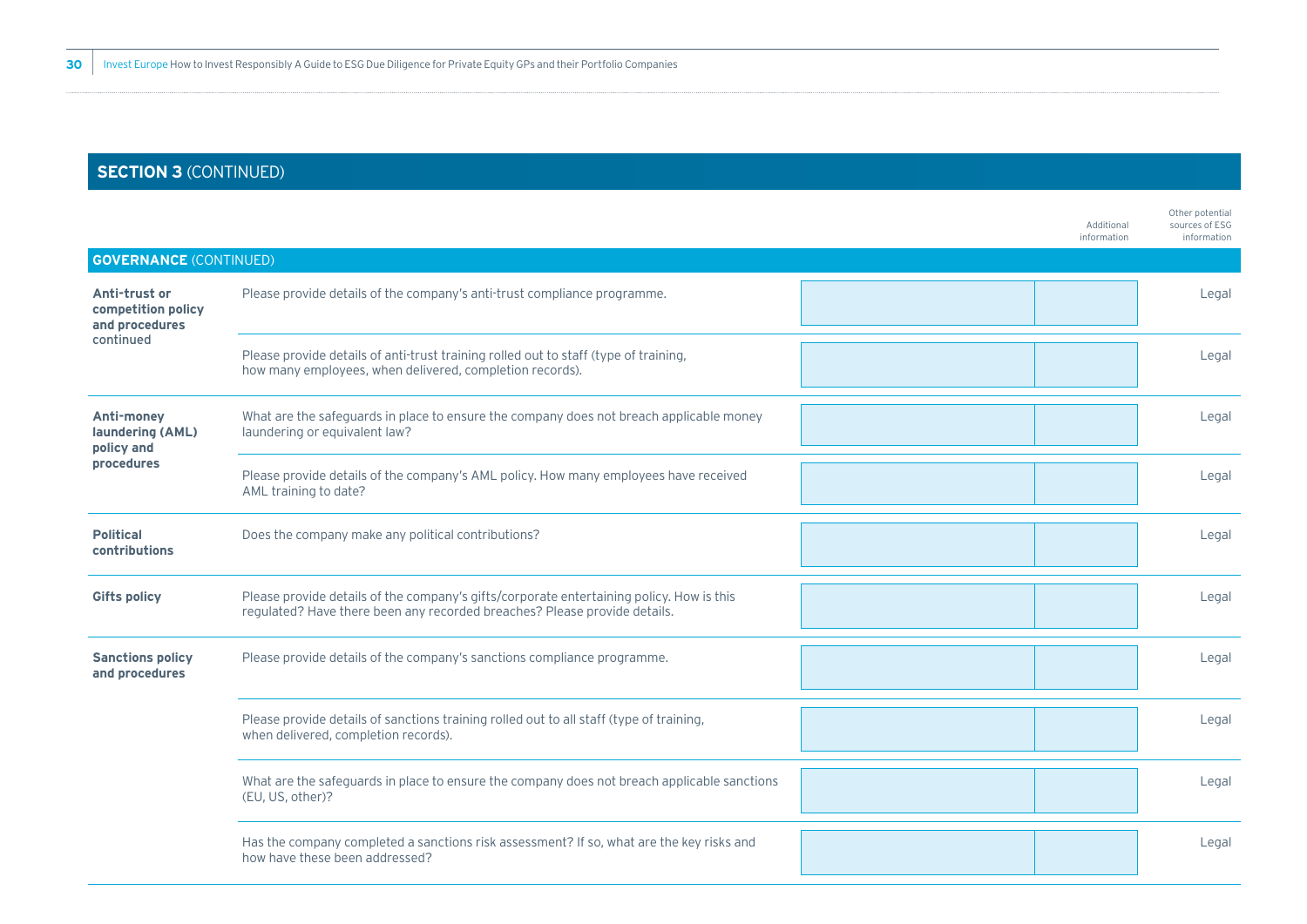## SECTION 3 (CONTINUED)

| GOVERNANCE (CONTINUED) | | | Additional information | Other potential sources of ESG information |
|---|---|---|---|---|
| **Anti-trust or competition policy and procedures** continued | Please provide details of the company's anti-trust compliance programme. | | | Legal |
| | Please provide details of anti-trust training rolled out to staff (type of training, how many employees, when delivered, completion records). | | | Legal |
| **Anti-money laundering (AML) policy and procedures** | What are the safeguards in place to ensure the company does not breach applicable money laundering or equivalent law? | | | Legal |
| | Please provide details of the company's AML policy. How many employees have received AML training to date? | | | Legal |
| **Political contributions** | Does the company make any political contributions? | | | Legal |
| **Gifts policy** | Please provide details of the company's gifts/corporate entertaining policy. How is this regulated? Have there been any recorded breaches? Please provide details. | | | Legal |
| **Sanctions policy and procedures** | Please provide details of the company's sanctions compliance programme. | | | Legal |
| | Please provide details of sanctions training rolled out to all staff (type of training, when delivered, completion records). | | | Legal |
| | What are the safeguards in place to ensure the company does not breach applicable sanctions (EU, US, other)? | | | Legal |
| | Has the company completed a sanctions risk assessment? If so, what are the key risks and how have these been addressed? | | | Legal |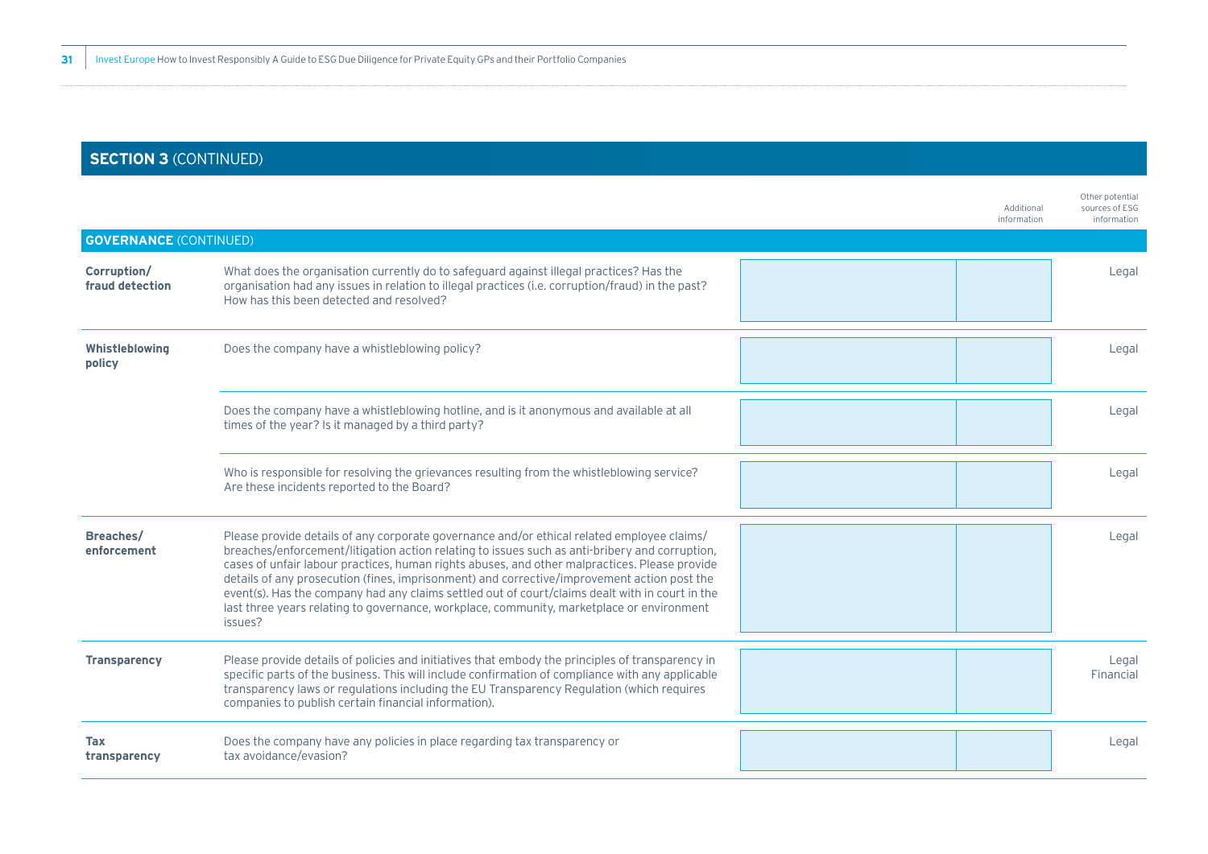## SECTION 3 (CONTINUED)

| | | | Additional information | Other potential sources of ESG information |
|---|---|---|---|---|
| **GOVERNANCE** (CONTINUED) | | | | |
| **Corruption/ fraud detection** | What does the organisation currently do to safeguard against illegal practices? Has the organisation had any issues in relation to illegal practices (i.e. corruption/fraud) in the past? How has this been detected and resolved? | | | Legal |
| **Whistleblowing policy** | Does the company have a whistleblowing policy? | | | Legal |
| | Does the company have a whistleblowing hotline, and is it anonymous and available at all times of the year? Is it managed by a third party? | | | Legal |
| | Who is responsible for resolving the grievances resulting from the whistleblowing service? Are these incidents reported to the Board? | | | Legal |
| **Breaches/ enforcement** | Please provide details of any corporate governance and/or ethical related employee claims/ breaches/enforcement/litigation action relating to issues such as anti-bribery and corruption, cases of unfair labour practices, human rights abuses, and other malpractices. Please provide details of any prosecution (fines, imprisonment) and corrective/improvement action post the event(s). Has the company had any claims settled out of court/claims dealt with in court in the last three years relating to governance, workplace, community, marketplace or environment issues? | | | Legal |
| **Transparency** | Please provide details of policies and initiatives that embody the principles of transparency in specific parts of the business. This will include confirmation of compliance with any applicable transparency laws or regulations including the EU Transparency Regulation (which requires companies to publish certain financial information). | | | Legal Financial |
| **Tax transparency** | Does the company have any policies in place regarding tax transparency or tax avoidance/evasion? | | | Legal |